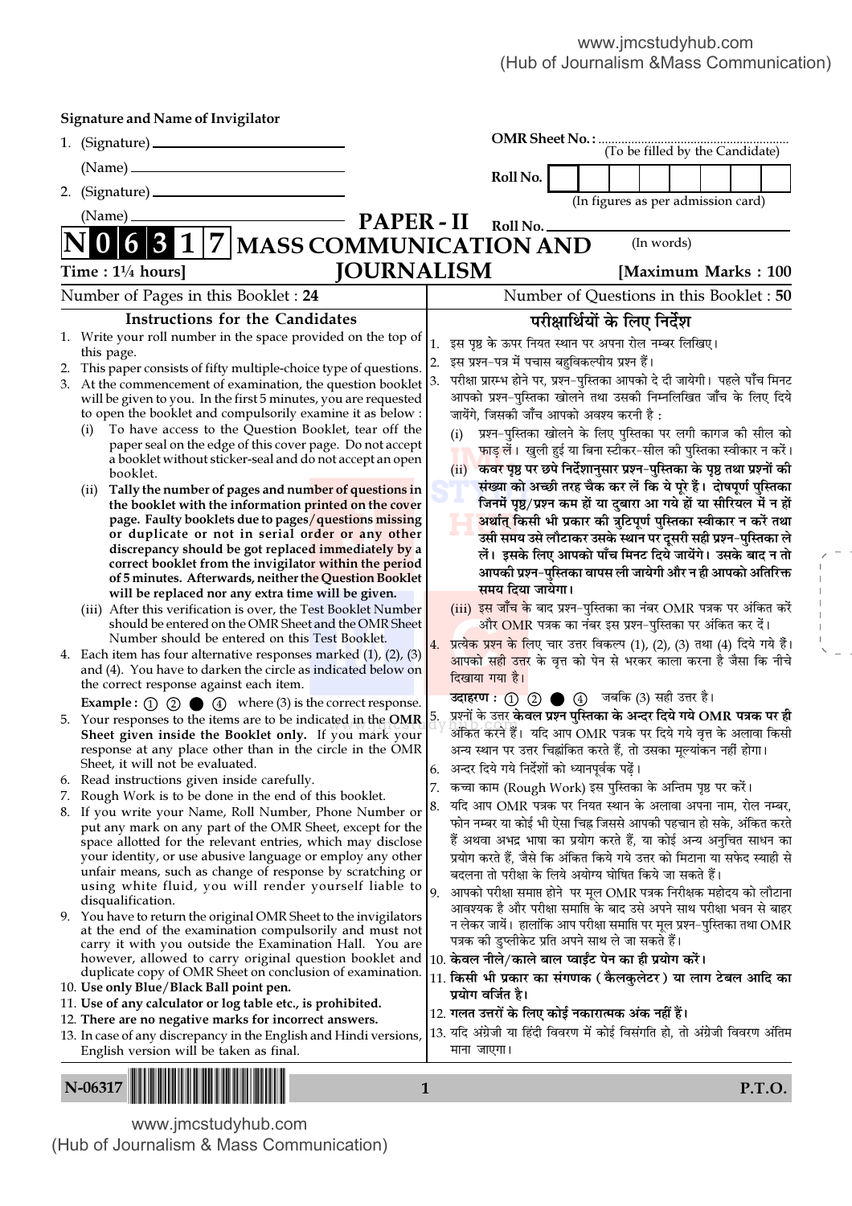Signature and Name of Invigilator

1. (Signature) ____________________

   (Name) ____________________

2. (Signature) ____________________

   (Name) ____________________

OMR Sheet No. : ........................................ (To be filled by the Candidate)

Roll No. | | | | | | | | | (In figures as per admission card)

Roll No. ____________________ (In words)

# PAPER - II

# N 0 6 3 1 7 MASS COMMUNICATION AND JOURNALISM

Time : 1¼ hours] [Maximum Marks : 100

Number of Pages in this Booklet : 24 Number of Questions in this Booklet : 50

## Instructions for the Candidates

1. Write your roll number in the space provided on the top of this page.
2. This paper consists of fifty multiple-choice type of questions.
3. At the commencement of examination, the question booklet will be given to you. In the first 5 minutes, you are requested to open the booklet and compulsorily examine it as below :
   (i) To have access to the Question Booklet, tear off the paper seal on the edge of this cover page. Do not accept a booklet without sticker-seal and do not accept an open booklet.
   (ii) **Tally the number of pages and number of questions in the booklet with the information printed on the cover page. Faulty booklets due to pages/questions missing or duplicate or not in serial order or any other discrepancy should be got replaced immediately by a correct booklet from the invigilator within the period of 5 minutes. Afterwards, neither the Question Booklet will be replaced nor any extra time will be given.**
   (iii) After this verification is over, the Test Booklet Number should be entered on the OMR Sheet and the OMR Sheet Number should be entered on this Test Booklet.
4. Each item has four alternative responses marked (1), (2), (3) and (4). You have to darken the circle as indicated below on the correct response against each item.
   **Example :** ① ② ● ④ where (3) is the correct response.
5. Your responses to the items are to be indicated in the **OMR Sheet given inside the Booklet only.** If you mark your response at any place other than in the circle in the OMR Sheet, it will not be evaluated.
6. Read instructions given inside carefully.
7. Rough Work is to be done in the end of this booklet.
8. If you write your Name, Roll Number, Phone Number or put any mark on any part of the OMR Sheet, except for the space allotted for the relevant entries, which may disclose your identity, or use abusive language or employ any other unfair means, such as change of response by scratching or using white fluid, you will render yourself liable to disqualification.
9. You have to return the original OMR Sheet to the invigilators at the end of the examination compulsorily and must not carry it with you outside the Examination Hall. You are however, allowed to carry original question booklet and duplicate copy of OMR Sheet on conclusion of examination.
10. **Use only Blue/Black Ball point pen.**
11. **Use of any calculator or log table etc., is prohibited.**
12. **There are no negative marks for incorrect answers.**
13. In case of any discrepancy in the English and Hindi versions, English version will be taken as final.

## परीक्षार्थियों के लिए निर्देश

1. इस पृष्ठ के ऊपर नियत स्थान पर अपना रोल नम्बर लिखिए।
2. इस प्रश्न-पत्र में पचास बहुविकल्पीय प्रश्न हैं।
3. परीक्षा प्रारम्भ होने पर, प्रश्न-पुस्तिका आपको दे दी जायेगी। पहले पाँच मिनट आपको प्रश्न-पुस्तिका खोलने तथा उसकी निम्नलिखित जाँच के लिए दिये जायेंगे, जिसकी जाँच आपको अवश्य करनी है :
   (i) प्रश्न-पुस्तिका खोलने के लिए पुस्तिका पर लगी कागज की सील को फाड़ लें। खुली हुई या बिना स्टीकर-सील की पुस्तिका स्वीकार न करें।
   (ii) **कवर पृष्ठ पर छपे निर्देशानुसार प्रश्न-पुस्तिका के पृष्ठ तथा प्रश्नों की संख्या को अच्छी तरह चैक कर लें कि ये पूरे हैं। दोषपूर्ण पुस्तिका जिनमें पृष्ठ/प्रश्न कम हों या दुबारा आ गये हों या सीरियल में न हों अर्थात् किसी भी प्रकार की त्रुटिपूर्ण पुस्तिका स्वीकार न करें तथा उसी समय उसे लौटाकर उसके स्थान पर दूसरी सही प्रश्न-पुस्तिका ले लें। इसके लिए आपको पाँच मिनट दिये जायेंगे। उसके बाद न तो आपकी प्रश्न-पुस्तिका वापस ली जायेगी और न ही आपको अतिरिक्त समय दिया जायेगा।**
   (iii) इस जाँच के बाद प्रश्न-पुस्तिका का नंबर OMR पत्रक पर अंकित करें और OMR पत्रक का नंबर इस प्रश्न-पुस्तिका पर अंकित कर दें।
4. प्रत्येक प्रश्न के लिए चार उत्तर विकल्प (1), (2), (3) तथा (4) दिये गये हैं। आपको सही उत्तर के वृत्त को पेन से भरकर काला करना है जैसा कि नीचे दिखाया गया है।
   **उदाहरण :** ① ② ● ④ जबकि (3) सही उत्तर है।
5. प्रश्नों के उत्तर **केवल प्रश्न पुस्तिका के अन्दर दिये गये OMR पत्रक पर ही** अंकित करने हैं। यदि आप OMR पत्रक पर दिये गये वृत्त के अलावा किसी अन्य स्थान पर उत्तर चिह्नांकित करते हैं, तो उसका मूल्यांकन नहीं होगा।
6. अन्दर दिये गये निर्देशों को ध्यानपूर्वक पढ़ें।
7. कच्चा काम (Rough Work) इस पुस्तिका के अन्तिम पृष्ठ पर करें।
8. यदि आप OMR पत्रक पर नियत स्थान के अलावा अपना नाम, रोल नम्बर, फोन नम्बर या कोई भी ऐसा चिह्न जिससे आपकी पहचान हो सके, अंकित करते हैं अथवा अभद्र भाषा का प्रयोग करते हैं, या कोई अन्य अनुचित साधन का प्रयोग करते हैं, जैसे कि अंकित किये गये उत्तर को मिटाना या सफेद स्याही से बदलना तो परीक्षा के लिये अयोग्य घोषित किये जा सकते हैं।
9. आपको परीक्षा समाप्त होने पर मूल OMR पत्रक निरीक्षक महोदय को लौटाना आवश्यक है और परीक्षा समाप्ति के बाद उसे अपने साथ परीक्षा भवन से बाहर न लेकर जायें। हालांकि आप परीक्षा समाप्ति पर मूल प्रश्न-पुस्तिका तथा OMR पत्रक की डुप्लीकेट प्रति अपने साथ ले जा सकते हैं।
10. **केवल नीले/काले बाल प्वाईंट पेन का ही प्रयोग करें।**
11. **किसी भी प्रकार का संगणक (कैलकुलेटर) या लाग टेबल आदि का प्रयोग वर्जित है।**
12. **गलत उत्तरों के लिए कोई नकारात्मक अंक नहीं हैं।**
13. यदि अंग्रेजी या हिंदी विवरण में कोई विसंगति हो, तो अंग्रेजी विवरण अंतिम माना जाएगा।

N-06317 P.T.O.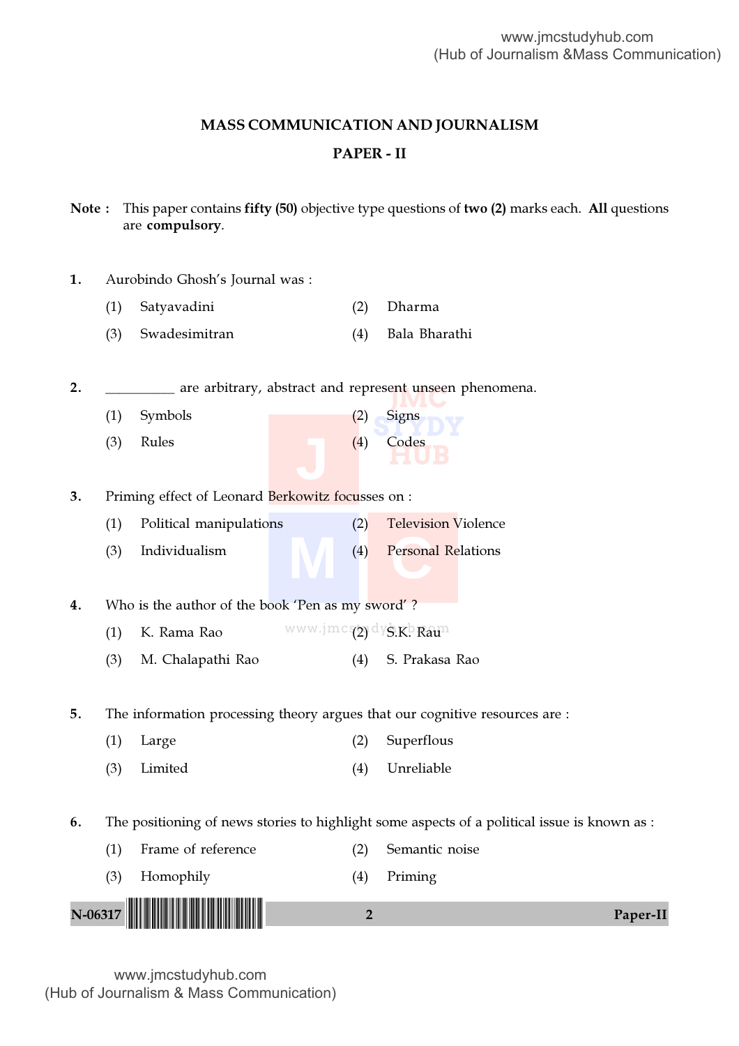# MASS COMMUNICATION AND JOURNALISM

## PAPER - II

**Note :** This paper contains **fifty (50)** objective type questions of **two (2)** marks each. **All** questions are **compulsory**.

**1.** Aurobindo Ghosh's Journal was :

(1) Satyavadini (2) Dharma

(3) Swadesimitran (4) Bala Bharathi

**2.** __________ are arbitrary, abstract and represent unseen phenomena.

(1) Symbols (2) Signs

(3) Rules (4) Codes

**3.** Priming effect of Leonard Berkowitz focusses on :

(1) Political manipulations (2) Television Violence

(3) Individualism (4) Personal Relations

**4.** Who is the author of the book 'Pen as my sword' ?

(1) K. Rama Rao (2) S.K. Rau

(3) M. Chalapathi Rao (4) S. Prakasa Rao

**5.** The information processing theory argues that our cognitive resources are :

(1) Large (2) Superflous

(3) Limited (4) Unreliable

**6.** The positioning of news stories to highlight some aspects of a political issue is known as :

(1) Frame of reference (2) Semantic noise

(3) Homophily (4) Priming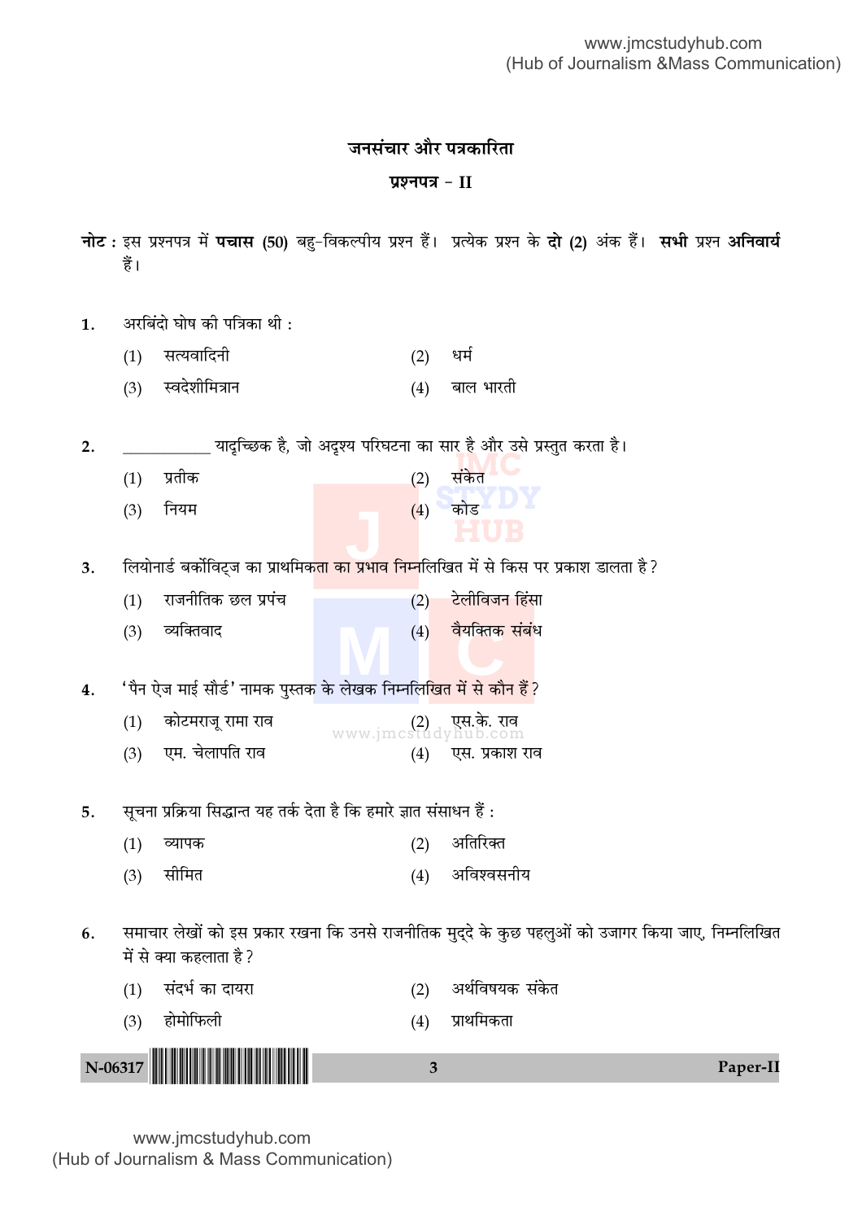## जनसंचार और पत्रकारिता

### प्रश्नपत्र – II

**नोट :** इस प्रश्नपत्र में **पचास (50)** बहु-विकल्पीय प्रश्न हैं। प्रत्येक प्रश्न के **दो (2)** अंक हैं। **सभी** प्रश्न **अनिवार्य** हैं।

1. अरबिंदो घोष की पत्रिका थी :
   (1) सत्यवादिनी
   (2) धर्म
   (3) स्वदेशीमित्रान
   (4) बाल भारती

2. __________ यादृच्छिक है, जो अदृश्य परिघटना का सार है और उसे प्रस्तुत करता है।
   (1) प्रतीक
   (2) संकेत
   (3) नियम
   (4) कोड

3. लियोनार्ड बर्कोविट्ज का प्राथमिकता का प्रभाव निम्नलिखित में से किस पर प्रकाश डालता है?
   (1) राजनीतिक छल प्रपंच
   (2) टेलीविजन हिंसा
   (3) व्यक्तिवाद
   (4) वैयक्तिक संबंध

4. 'पैन ऐज माई सौर्ड' नामक पुस्तक के लेखक निम्नलिखित में से कौन हैं?
   (1) कोटमराजू रामा राव
   (2) एस.के. राव
   (3) एम. चेलापति राव
   (4) एस. प्रकाश राव

5. सूचना प्रक्रिया सिद्धान्त यह तर्क देता है कि हमारे ज्ञात संसाधन हैं :
   (1) व्यापक
   (2) अतिरिक्त
   (3) सीमित
   (4) अविश्वसनीय

6. समाचार लेखों को इस प्रकार रखना कि उनसे राजनीतिक मुद्दे के कुछ पहलुओं को उजागर किया जाए, निम्नलिखित में से क्या कहलाता है?
   (1) संदर्भ का दायरा
   (2) अर्थविषयक संकेत
   (3) होमोफिली
   (4) प्राथमिकता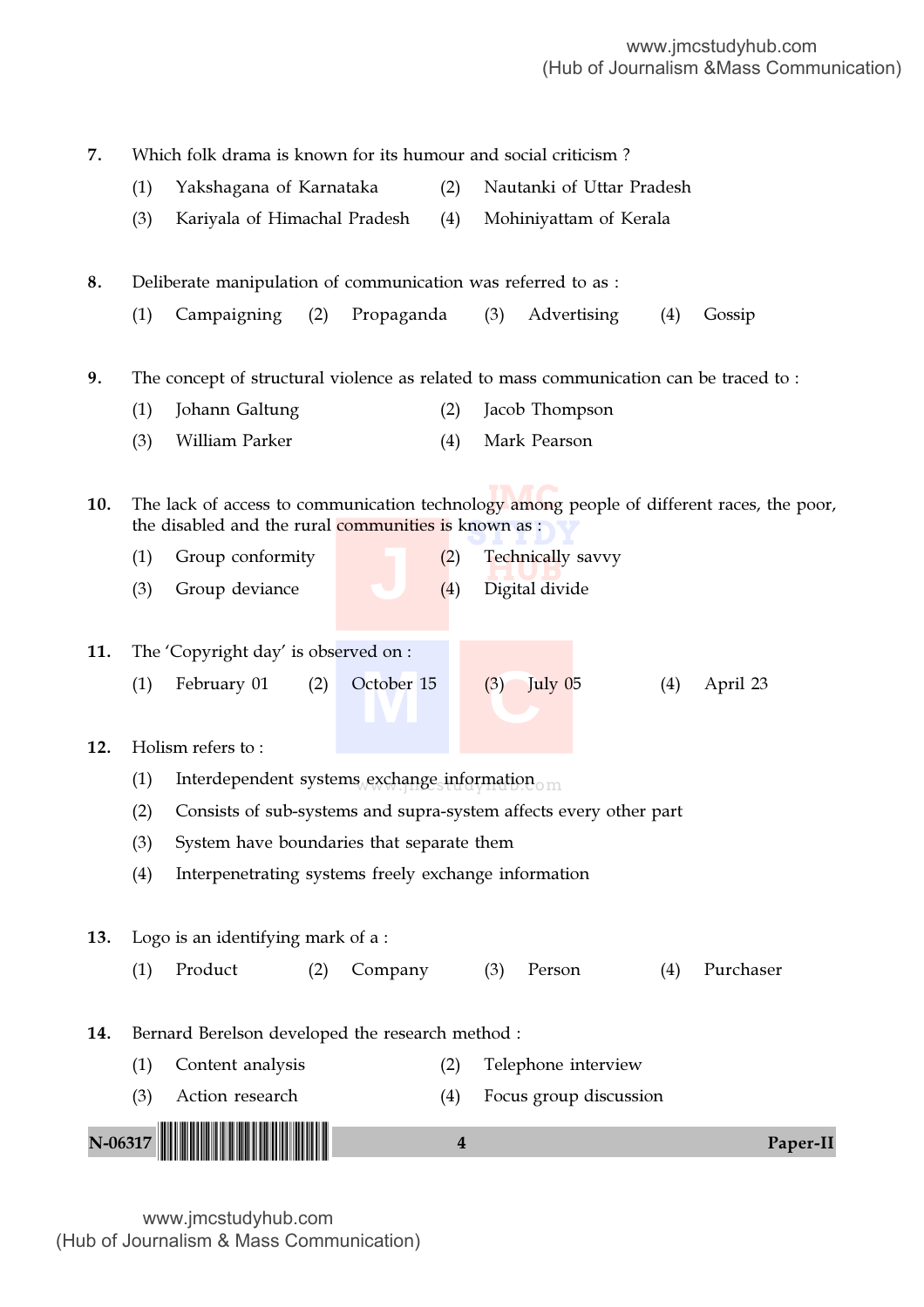7. Which folk drama is known for its humour and social criticism ?
   (1) Yakshagana of Karnataka
   (2) Nautanki of Uttar Pradesh
   (3) Kariyala of Himachal Pradesh
   (4) Mohiniyattam of Kerala

8. Deliberate manipulation of communication was referred to as :
   (1) Campaigning
   (2) Propaganda
   (3) Advertising
   (4) Gossip

9. The concept of structural violence as related to mass communication can be traced to :
   (1) Johann Galtung
   (2) Jacob Thompson
   (3) William Parker
   (4) Mark Pearson

10. The lack of access to communication technology among people of different races, the poor, the disabled and the rural communities is known as :
    (1) Group conformity
    (2) Technically savvy
    (3) Group deviance
    (4) Digital divide

11. The 'Copyright day' is observed on :
    (1) February 01
    (2) October 15
    (3) July 05
    (4) April 23

12. Holism refers to :
    (1) Interdependent systems exchange information
    (2) Consists of sub-systems and supra-system affects every other part
    (3) System have boundaries that separate them
    (4) Interpenetrating systems freely exchange information

13. Logo is an identifying mark of a :
    (1) Product
    (2) Company
    (3) Person
    (4) Purchaser

14. Bernard Berelson developed the research method :
    (1) Content analysis
    (2) Telephone interview
    (3) Action research
    (4) Focus group discussion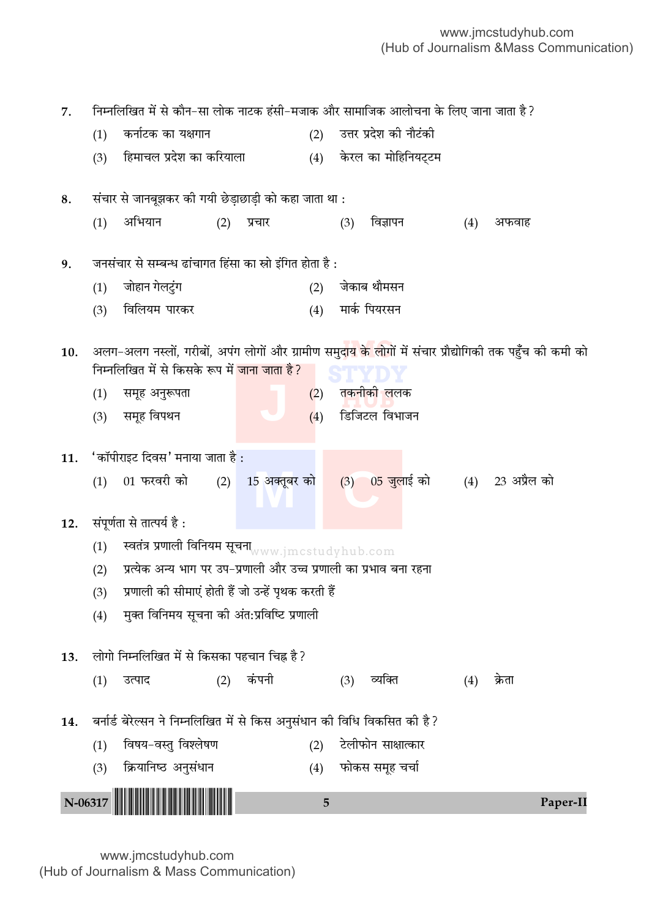7. निम्नलिखित में से कौन-सा लोक नाटक हंसी-मजाक और सामाजिक आलोचना के लिए जाना जाता है?
   (1) कर्नाटक का यक्षगान
   (2) उत्तर प्रदेश की नौटंकी
   (3) हिमाचल प्रदेश का करियाला
   (4) केरल का मोहिनियट्टम

8. संचार से जानबूझकर की गयी छेड़छाड़ी को कहा जाता था :
   (1) अभियान
   (2) प्रचार
   (3) विज्ञापन
   (4) अफवाह

9. जनसंचार से सम्बन्ध ढांचागत हिंसा का स्रो इंगित होता है :
   (1) जोहान गेलटुंग
   (2) जेकाब थौमसन
   (3) विलियम पारकर
   (4) मार्क पियरसन

10. अलग-अलग नस्लों, गरीबों, अपंग लोगों और ग्रामीण समुदाय के लोगों में संचार प्रौद्योगिकी तक पहुँच की कमी को निम्नलिखित में से किसके रूप में जाना जाता है?
    (1) समूह अनुरूपता
    (2) तकनीकी ललक
    (3) समूह विपथन
    (4) डिजिटल विभाजन

11. 'कॉपीराइट दिवस' मनाया जाता है :
    (1) 01 फरवरी को
    (2) 15 अक्तूबर को
    (3) 05 जुलाई को
    (4) 23 अप्रैल को

12. संपूर्णता से तात्पर्य है :
    (1) स्वतंत्र प्रणाली विनियम सूचना
    (2) प्रत्येक अन्य भाग पर उप-प्रणाली और उच्च प्रणाली का प्रभाव बना रहना
    (3) प्रणाली की सीमाएं होती हैं जो उन्हें पृथक करती हैं
    (4) मुक्त विनिमय सूचना की अंत:प्रविष्टि प्रणाली

13. लोगो निम्नलिखित में से किसका पहचान चिह्न है?
    (1) उत्पाद
    (2) कंपनी
    (3) व्यक्ति
    (4) क्रेता

14. बर्नार्ड बेरेल्सन ने निम्नलिखित में से किस अनुसंधान की विधि विकसित की है?
    (1) विषय-वस्तु विश्लेषण
    (2) टेलीफोन साक्षात्कार
    (3) क्रियानिष्ठ अनुसंधान
    (4) फोकस समूह चर्चा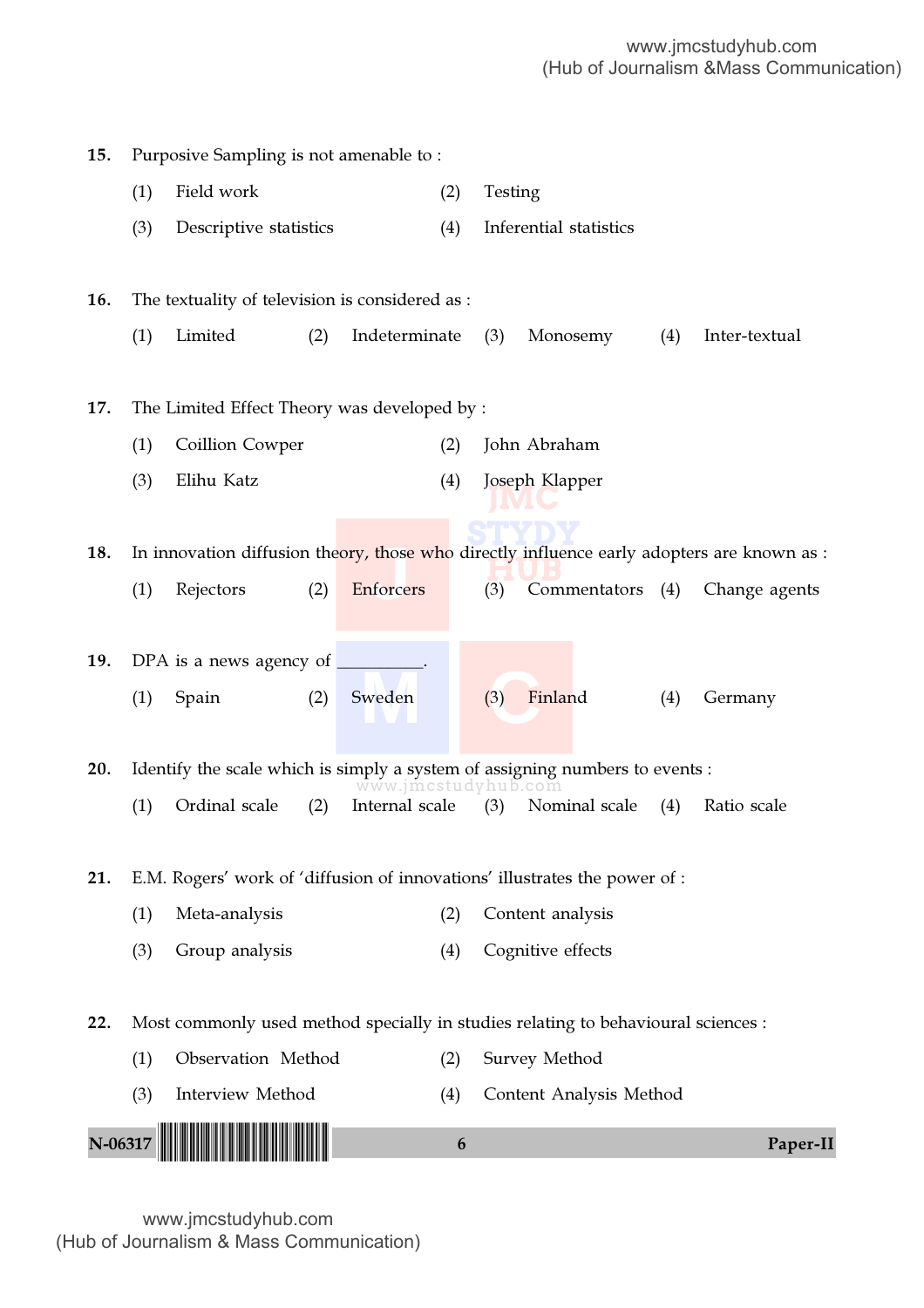15. Purposive Sampling is not amenable to :

    (1) Field work
    (2) Testing
    (3) Descriptive statistics
    (4) Inferential statistics

16. The textuality of television is considered as :

    (1) Limited
    (2) Indeterminate
    (3) Monosemy
    (4) Inter-textual

17. The Limited Effect Theory was developed by :

    (1) Coillion Cowper
    (2) John Abraham
    (3) Elihu Katz
    (4) Joseph Klapper

18. In innovation diffusion theory, those who directly influence early adopters are known as :

    (1) Rejectors
    (2) Enforcers
    (3) Commentators
    (4) Change agents

19. DPA is a news agency of __________.

    (1) Spain
    (2) Sweden
    (3) Finland
    (4) Germany

20. Identify the scale which is simply a system of assigning numbers to events :

    (1) Ordinal scale
    (2) Internal scale
    (3) Nominal scale
    (4) Ratio scale

21. E.M. Rogers' work of 'diffusion of innovations' illustrates the power of :

    (1) Meta-analysis
    (2) Content analysis
    (3) Group analysis
    (4) Cognitive effects

22. Most commonly used method specially in studies relating to behavioural sciences :

    (1) Observation Method
    (2) Survey Method
    (3) Interview Method
    (4) Content Analysis Method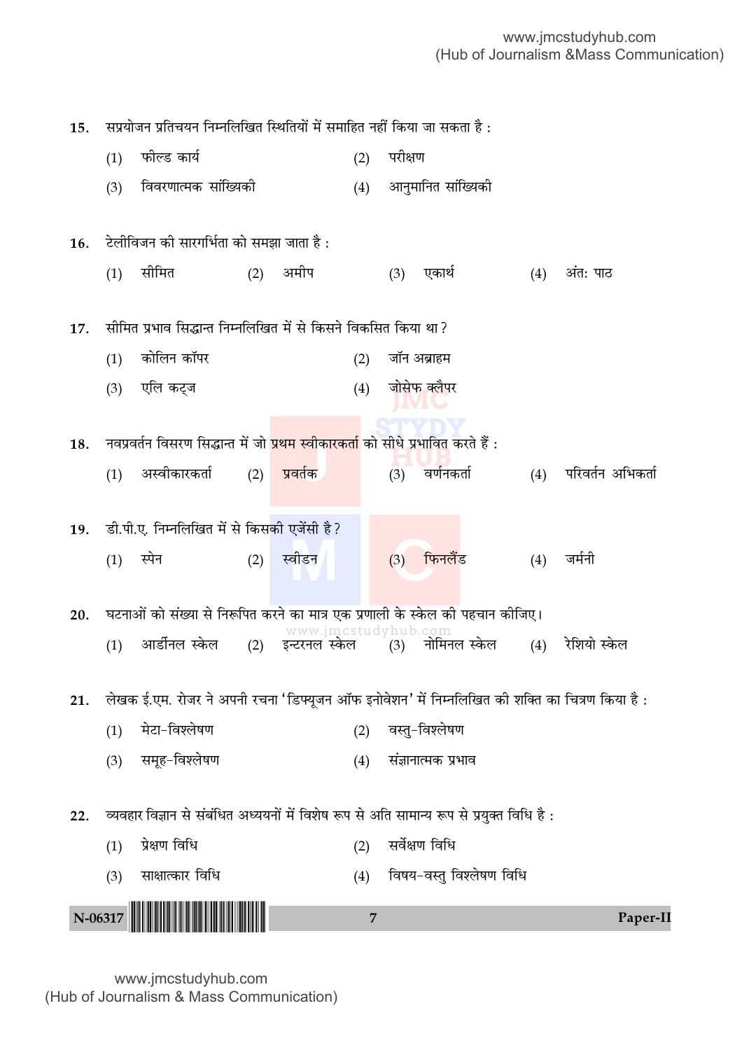15. सप्रयोजन प्रतिचयन निम्नलिखित स्थितियों में समाहित नहीं किया जा सकता है :

(1) फील्ड कार्य
(2) परीक्षण
(3) विवरणात्मक सांख्यिकी
(4) आनुमानित सांख्यिकी

16. टेलीविजन की सारगर्भिता को समझा जाता है :

(1) सीमित
(2) अमीप
(3) एकार्थ
(4) अंत: पाठ

17. सीमित प्रभाव सिद्धान्त निम्नलिखित में से किसने विकसित किया था ?

(1) कोलिन कॉपर
(2) जॉन अब्राहम
(3) एलि कट्ज
(4) जोसेफ क्लैपर

18. नवप्रवर्तन विसरण सिद्धान्त में जो प्रथम स्वीकारकर्ता को सीधे प्रभावित करते हैं :

(1) अस्वीकारकर्ता
(2) प्रवर्तक
(3) वर्णनकर्ता
(4) परिवर्तन अभिकर्ता

19. डी.पी.ए. निम्नलिखित में से किसकी एजेंसी है ?

(1) स्पेन
(2) स्वीडन
(3) फिनलैंड
(4) जर्मनी

20. घटनाओं को संख्या से निरूपित करने का मात्र एक प्रणाली के स्केल की पहचान कीजिए।

(1) आर्डीनल स्केल
(2) इन्टरनल स्केल
(3) नोमिनल स्केल
(4) रेशियो स्केल

21. लेखक ई.एम. रोजर ने अपनी रचना 'डिफ्यूजन ऑफ इनोवेशन' में निम्नलिखित की शक्ति का चित्रण किया है :

(1) मेटा-विश्लेषण
(2) वस्तु-विश्लेषण
(3) समूह-विश्लेषण
(4) संज्ञानात्मक प्रभाव

22. व्यवहार विज्ञान से संबंधित अध्ययनों में विशेष रूप से अति सामान्य रूप से प्रयुक्त विधि है :

(1) प्रेक्षण विधि
(2) सर्वेक्षण विधि
(3) साक्षात्कार विधि
(4) विषय-वस्तु विश्लेषण विधि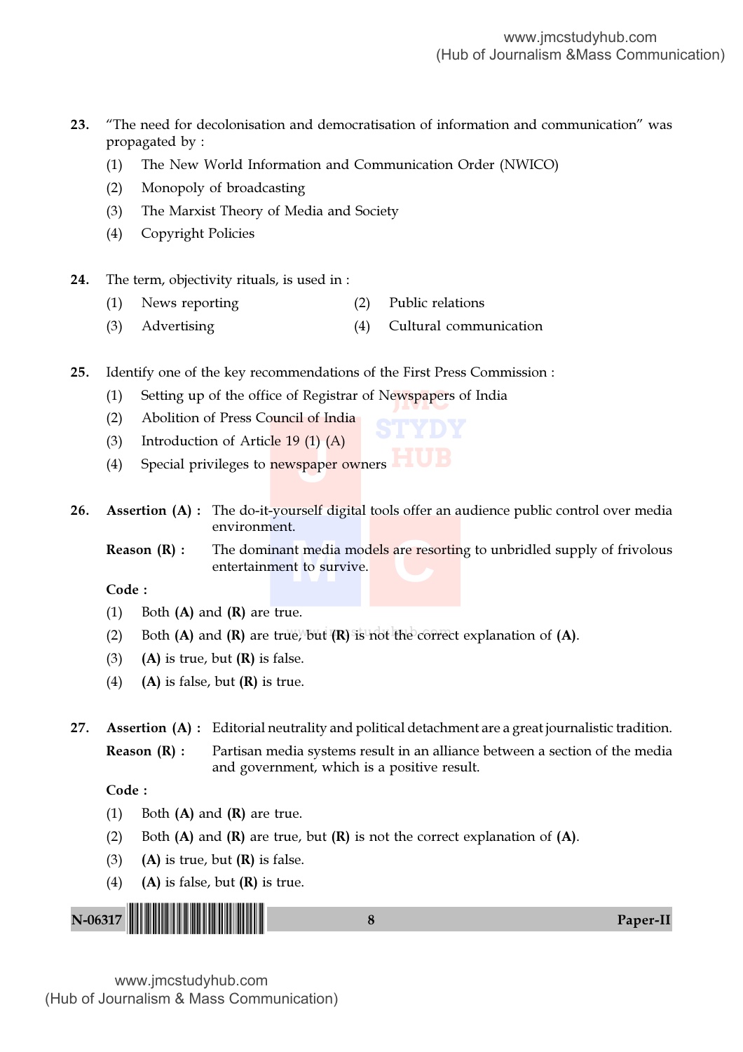23. "The need for decolonisation and democratisation of information and communication" was propagated by :

    (1) The New World Information and Communication Order (NWICO)

    (2) Monopoly of broadcasting

    (3) The Marxist Theory of Media and Society

    (4) Copyright Policies

24. The term, objectivity rituals, is used in :

    (1) News reporting
    (2) Public relations
    (3) Advertising
    (4) Cultural communication

25. Identify one of the key recommendations of the First Press Commission :

    (1) Setting up of the office of Registrar of Newspapers of India

    (2) Abolition of Press Council of India

    (3) Introduction of Article 19 (1) (A)

    (4) Special privileges to newspaper owners

26. **Assertion (A) :** The do-it-yourself digital tools offer an audience public control over media environment.

    **Reason (R) :** The dominant media models are resorting to unbridled supply of frivolous entertainment to survive.

    **Code :**

    (1) Both **(A)** and **(R)** are true.

    (2) Both **(A)** and **(R)** are true, but **(R)** is not the correct explanation of **(A)**.

    (3) **(A)** is true, but **(R)** is false.

    (4) **(A)** is false, but **(R)** is true.

27. **Assertion (A) :** Editorial neutrality and political detachment are a great journalistic tradition.

    **Reason (R) :** Partisan media systems result in an alliance between a section of the media and government, which is a positive result.

    **Code :**

    (1) Both **(A)** and **(R)** are true.

    (2) Both **(A)** and **(R)** are true, but **(R)** is not the correct explanation of **(A)**.

    (3) **(A)** is true, but **(R)** is false.

    (4) **(A)** is false, but **(R)** is true.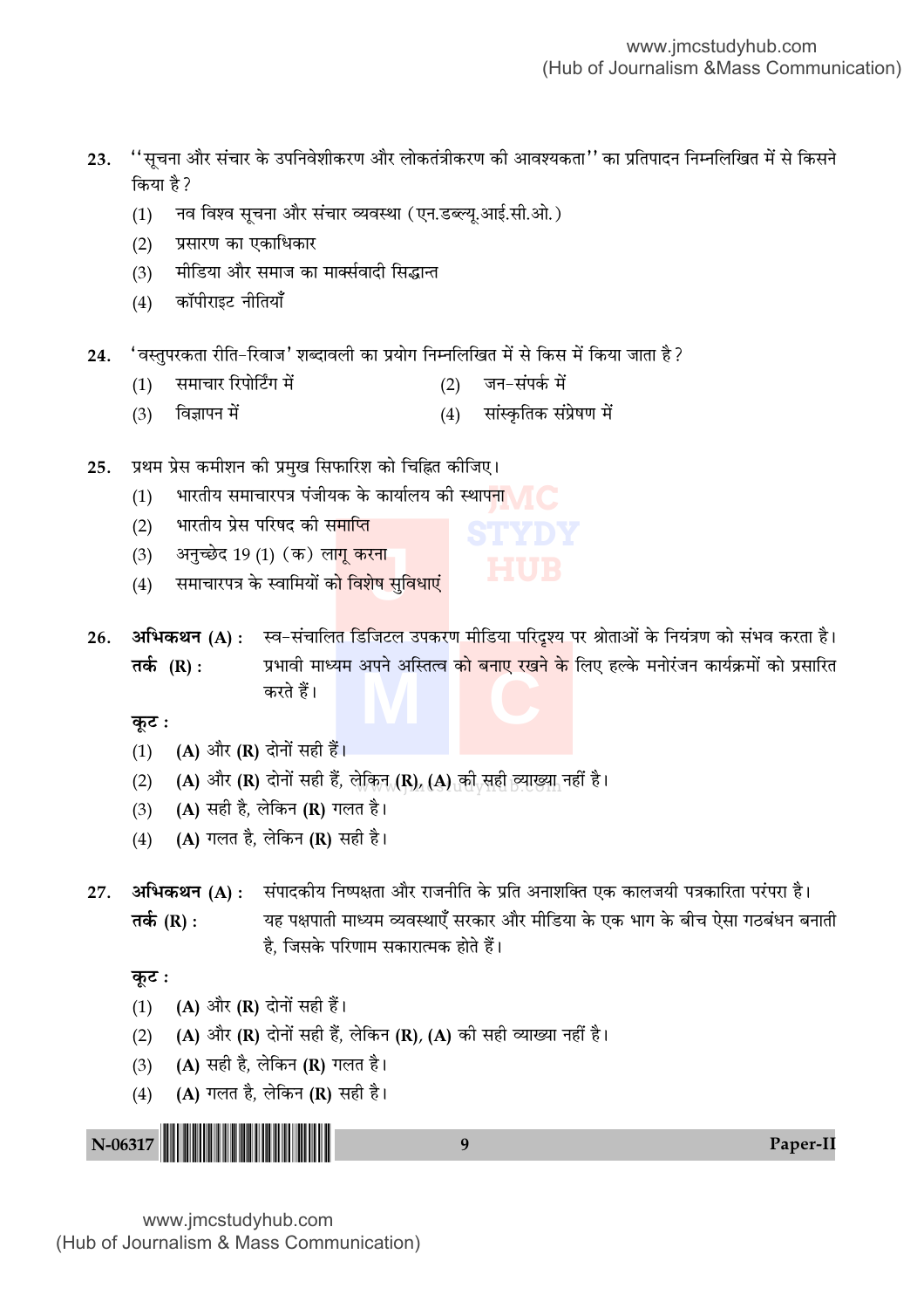23. ''सूचना और संचार के उपनिवेशीकरण और लोकतंत्रीकरण की आवश्यकता'' का प्रतिपादन निम्नलिखित में से किसने किया है ?

(1) नव विश्व सूचना और संचार व्यवस्था (एन.डब्ल्यू.आई.सी.ओ.)

(2) प्रसारण का एकाधिकार

(3) मीडिया और समाज का मार्क्सवादी सिद्धान्त

(4) कॉपीराइट नीतियाँ

24. 'वस्तुपरकता रीति-रिवाज' शब्दावली का प्रयोग निम्नलिखित में से किस में किया जाता है ?

(1) समाचार रिपोर्टिंग में

(2) जन-संपर्क में

(3) विज्ञापन में

(4) सांस्कृतिक संप्रेषण में

25. प्रथम प्रेस कमीशन की प्रमुख सिफारिश को चिह्नित कीजिए।

(1) भारतीय समाचारपत्र पंजीयक के कार्यालय की स्थापना

(2) भारतीय प्रेस परिषद की समाप्ति

(3) अनुच्छेद 19 (1) (क) लागू करना

(4) समाचारपत्र के स्वामियों को विशेष सुविधाएं

26. **अभिकथन (A) :** स्व-संचालित डिजिटल उपकरण मीडिया परिदृश्य पर श्रोताओं के नियंत्रण को संभव करता है।

**तर्क (R) :** प्रभावी माध्यम अपने अस्तित्व को बनाए रखने के लिए हल्के मनोरंजन कार्यक्रमों को प्रसारित करते हैं।

**कूट :**

(1) **(A)** और **(R)** दोनों सही हैं।

(2) **(A)** और **(R)** दोनों सही हैं, लेकिन **(R)**, **(A)** की सही व्याख्या नहीं है।

(3) **(A)** सही है, लेकिन **(R)** गलत है।

(4) **(A)** गलत है, लेकिन **(R)** सही है।

27. **अभिकथन (A) :** संपादकीय निष्पक्षता और राजनीति के प्रति अनाशक्ति एक कालजयी पत्रकारिता परंपरा है।

**तर्क (R) :** यह पक्षपाती माध्यम व्यवस्थाएँ सरकार और मीडिया के एक भाग के बीच ऐसा गठबंधन बनाती है, जिसके परिणाम सकारात्मक होते हैं।

**कूट :**

(1) **(A)** और **(R)** दोनों सही हैं।

(2) **(A)** और **(R)** दोनों सही हैं, लेकिन **(R)**, **(A)** की सही व्याख्या नहीं है।

(3) **(A)** सही है, लेकिन **(R)** गलत है।

(4) **(A)** गलत है, लेकिन **(R)** सही है।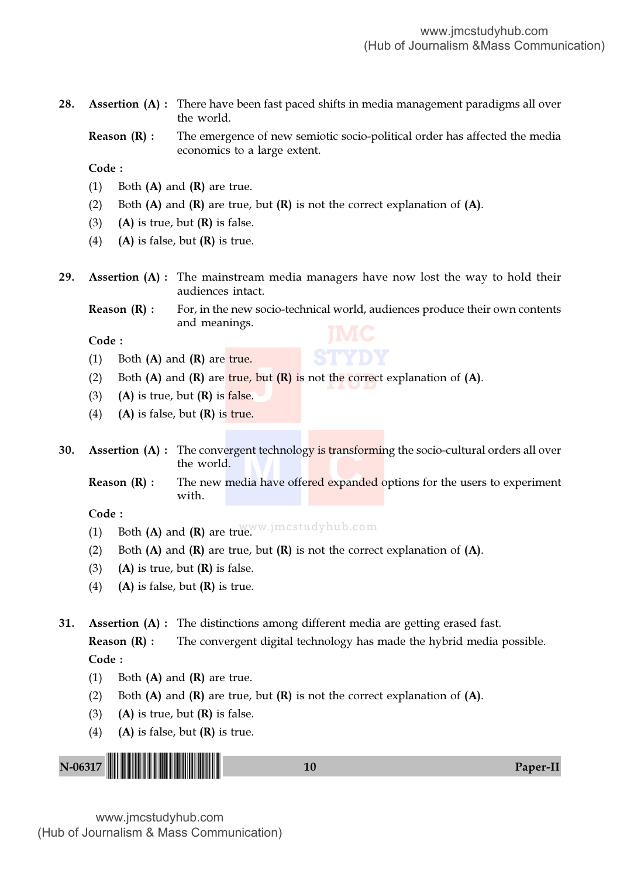**28.** **Assertion (A) :** There have been fast paced shifts in media management paradigms all over the world.

**Reason (R) :** The emergence of new semiotic socio-political order has affected the media economics to a large extent.

**Code :**

(1) Both **(A)** and **(R)** are true.

(2) Both **(A)** and **(R)** are true, but **(R)** is not the correct explanation of **(A)**.

(3) **(A)** is true, but **(R)** is false.

(4) **(A)** is false, but **(R)** is true.

**29.** **Assertion (A) :** The mainstream media managers have now lost the way to hold their audiences intact.

**Reason (R) :** For, in the new socio-technical world, audiences produce their own contents and meanings.

**Code :**

(1) Both **(A)** and **(R)** are true.

(2) Both **(A)** and **(R)** are true, but **(R)** is not the correct explanation of **(A)**.

(3) **(A)** is true, but **(R)** is false.

(4) **(A)** is false, but **(R)** is true.

**30.** **Assertion (A) :** The convergent technology is transforming the socio-cultural orders all over the world.

**Reason (R) :** The new media have offered expanded options for the users to experiment with.

**Code :**

(1) Both **(A)** and **(R)** are true.

(2) Both **(A)** and **(R)** are true, but **(R)** is not the correct explanation of **(A)**.

(3) **(A)** is true, but **(R)** is false.

(4) **(A)** is false, but **(R)** is true.

**31.** **Assertion (A) :** The distinctions among different media are getting erased fast.

**Reason (R) :** The convergent digital technology has made the hybrid media possible.

**Code :**

(1) Both **(A)** and **(R)** are true.

(2) Both **(A)** and **(R)** are true, but **(R)** is not the correct explanation of **(A)**.

(3) **(A)** is true, but **(R)** is false.

(4) **(A)** is false, but **(R)** is true.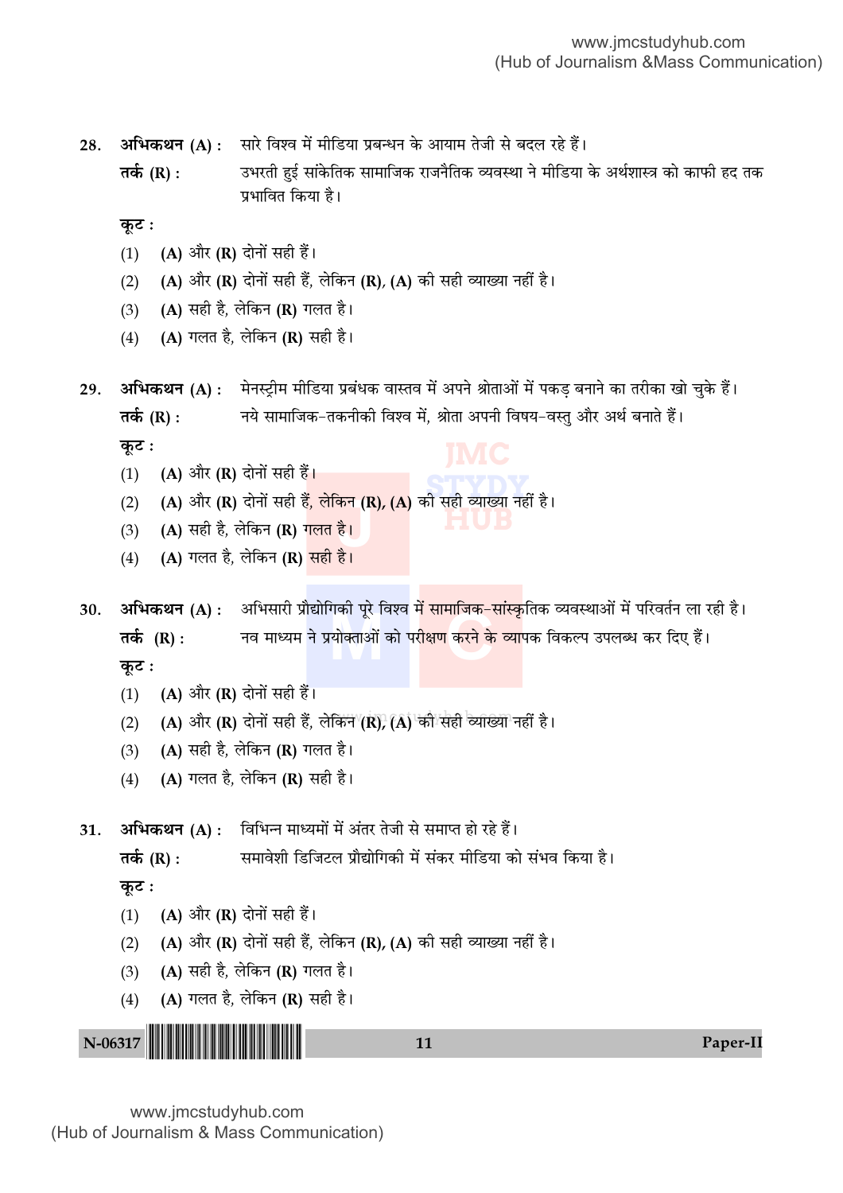28. **अभिकथन (A) :** सारे विश्व में मीडिया प्रबन्धन के आयाम तेजी से बदल रहे हैं।

**तर्क (R) :** उभरती हुई सांकेतिक सामाजिक राजनैतिक व्यवस्था ने मीडिया के अर्थशास्त्र को काफी हद तक प्रभावित किया है।

**कूट :**

(1) **(A)** और **(R)** दोनों सही हैं।

(2) **(A)** और **(R)** दोनों सही हैं, लेकिन **(R)**, **(A)** की सही व्याख्या नहीं है।

(3) **(A)** सही है, लेकिन **(R)** गलत है।

(4) **(A)** गलत है, लेकिन **(R)** सही है।

29. **अभिकथन (A) :** मेनस्ट्रीम मीडिया प्रबंधक वास्तव में अपने श्रोताओं में पकड़ बनाने का तरीका खो चुके हैं।

**तर्क (R) :** नये सामाजिक-तकनीकी विश्व में, श्रोता अपनी विषय-वस्तु और अर्थ बनाते हैं।

**कूट :**

(1) **(A)** और **(R)** दोनों सही हैं।

(2) **(A)** और **(R)** दोनों सही हैं, लेकिन **(R)**, **(A)** की सही व्याख्या नहीं है।

(3) **(A)** सही है, लेकिन **(R)** गलत है।

(4) **(A)** गलत है, लेकिन **(R)** सही है।

30. **अभिकथन (A) :** अभिसारी प्रौद्योगिकी पूरे विश्व में सामाजिक-सांस्कृतिक व्यवस्थाओं में परिवर्तन ला रही है।

**तर्क (R) :** नव माध्यम ने प्रयोक्ताओं को परीक्षण करने के व्यापक विकल्प उपलब्ध कर दिए हैं।

**कूट :**

(1) **(A)** और **(R)** दोनों सही हैं।

(2) **(A)** और **(R)** दोनों सही हैं, लेकिन **(R)**, **(A)** की सही व्याख्या नहीं है।

(3) **(A)** सही है, लेकिन **(R)** गलत है।

(4) **(A)** गलत है, लेकिन **(R)** सही है।

31. **अभिकथन (A) :** विभिन्न माध्यमों में अंतर तेजी से समाप्त हो रहे हैं।

**तर्क (R) :** समावेशी डिजिटल प्रौद्योगिकी में संकर मीडिया को संभव किया है।

**कूट :**

(1) **(A)** और **(R)** दोनों सही हैं।

(2) **(A)** और **(R)** दोनों सही हैं, लेकिन **(R)**, **(A)** की सही व्याख्या नहीं है।

(3) **(A)** सही है, लेकिन **(R)** गलत है।

(4) **(A)** गलत है, लेकिन **(R)** सही है।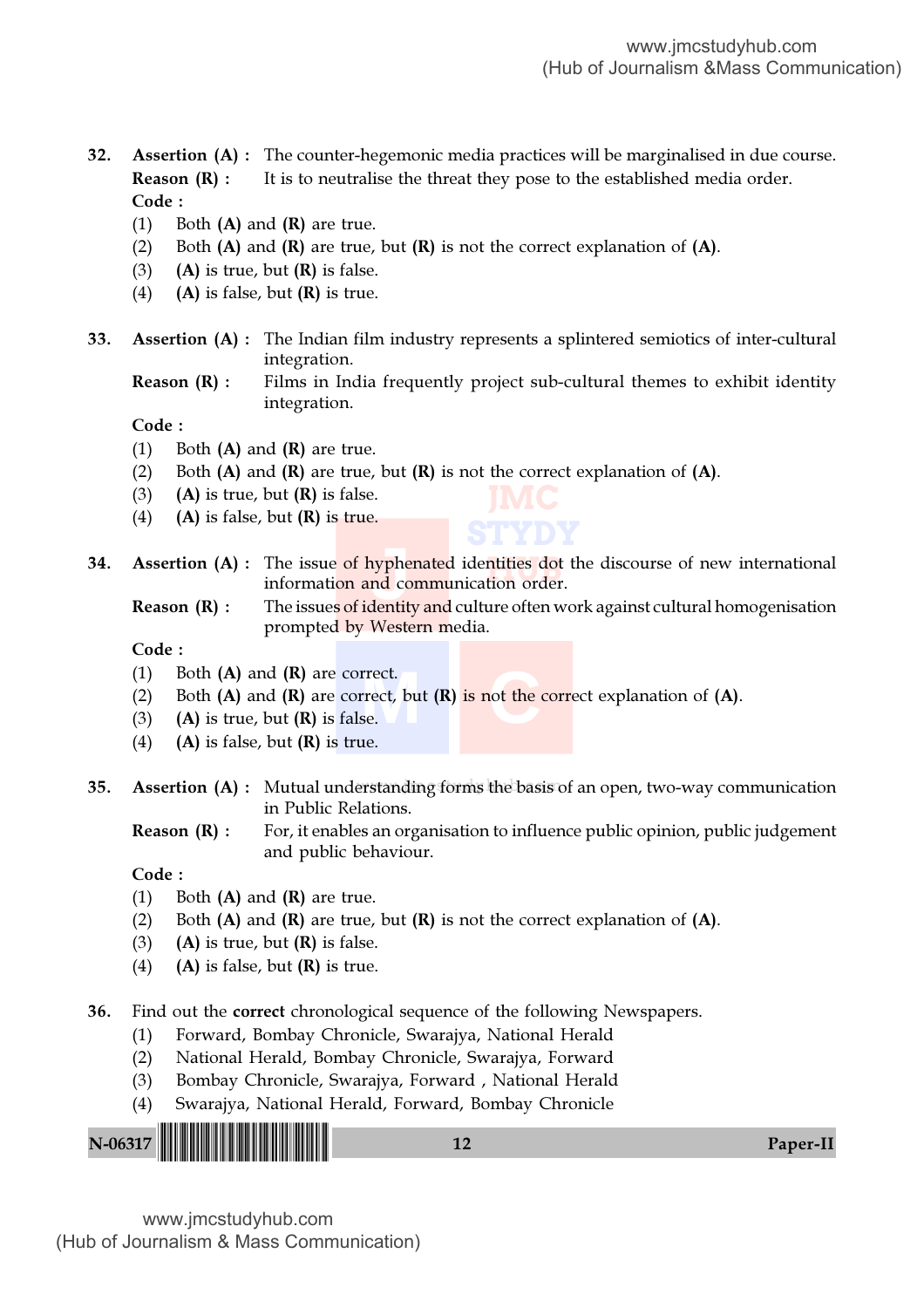**32.** **Assertion (A) :** The counter-hegemonic media practices will be marginalised in due course.

**Reason (R) :** It is to neutralise the threat they pose to the established media order.

**Code :**

(1) Both **(A)** and **(R)** are true.
(2) Both **(A)** and **(R)** are true, but **(R)** is not the correct explanation of **(A)**.
(3) **(A)** is true, but **(R)** is false.
(4) **(A)** is false, but **(R)** is true.

**33.** **Assertion (A) :** The Indian film industry represents a splintered semiotics of inter-cultural integration.

**Reason (R) :** Films in India frequently project sub-cultural themes to exhibit identity integration.

**Code :**

(1) Both **(A)** and **(R)** are true.
(2) Both **(A)** and **(R)** are true, but **(R)** is not the correct explanation of **(A)**.
(3) **(A)** is true, but **(R)** is false.
(4) **(A)** is false, but **(R)** is true.

**34.** **Assertion (A) :** The issue of hyphenated identities dot the discourse of new international information and communication order.

**Reason (R) :** The issues of identity and culture often work against cultural homogenisation prompted by Western media.

**Code :**

(1) Both **(A)** and **(R)** are correct.
(2) Both **(A)** and **(R)** are correct, but **(R)** is not the correct explanation of **(A)**.
(3) **(A)** is true, but **(R)** is false.
(4) **(A)** is false, but **(R)** is true.

**35.** **Assertion (A) :** Mutual understanding forms the basis of an open, two-way communication in Public Relations.

**Reason (R) :** For, it enables an organisation to influence public opinion, public judgement and public behaviour.

**Code :**

(1) Both **(A)** and **(R)** are true.
(2) Both **(A)** and **(R)** are true, but **(R)** is not the correct explanation of **(A)**.
(3) **(A)** is true, but **(R)** is false.
(4) **(A)** is false, but **(R)** is true.

**36.** Find out the **correct** chronological sequence of the following Newspapers.

(1) Forward, Bombay Chronicle, Swarajya, National Herald
(2) National Herald, Bombay Chronicle, Swarajya, Forward
(3) Bombay Chronicle, Swarajya, Forward , National Herald
(4) Swarajya, National Herald, Forward, Bombay Chronicle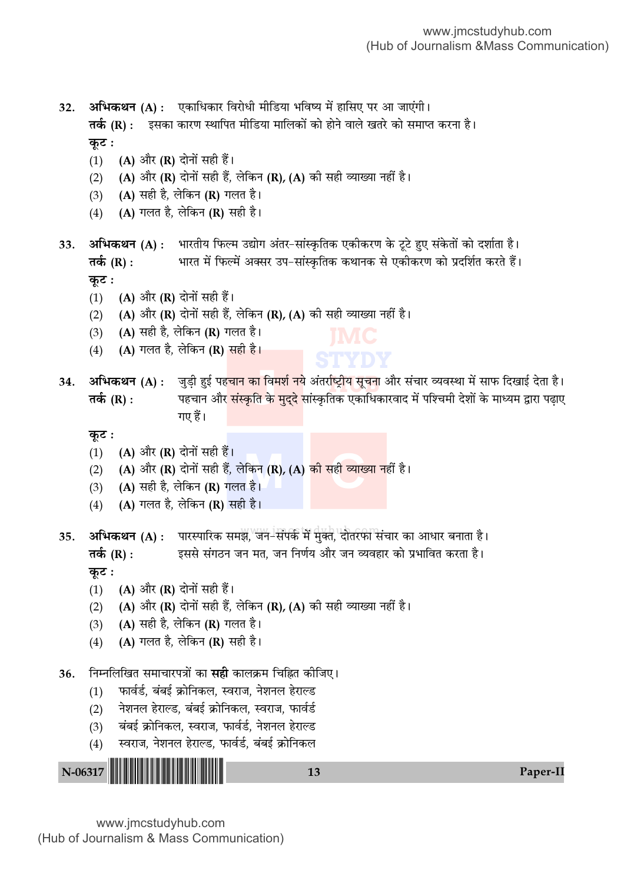**32.** **अभिकथन (A) :** एकाधिकार विरोधी मीडिया भविष्य में हासिए पर आ जाएंगी।

**तर्क (R) :** इसका कारण स्थापित मीडिया मालिकों को होने वाले खतरे को समाप्त करना है।

**कूट :**

(1) **(A)** और **(R)** दोनों सही हैं।

(2) **(A)** और **(R)** दोनों सही हैं, लेकिन **(R)**, **(A)** की सही व्याख्या नहीं है।

(3) **(A)** सही है, लेकिन **(R)** गलत है।

(4) **(A)** गलत है, लेकिन **(R)** सही है।

**33.** **अभिकथन (A) :** भारतीय फिल्म उद्योग अंतर-सांस्कृतिक एकीकरण के टूटे हुए संकेतों को दर्शाता है।

**तर्क (R) :** भारत में फिल्में अक्सर उप-सांस्कृतिक कथानक से एकीकरण को प्रदर्शित करते हैं।

**कूट :**

(1) **(A)** और **(R)** दोनों सही हैं।

(2) **(A)** और **(R)** दोनों सही हैं, लेकिन **(R)**, **(A)** की सही व्याख्या नहीं है।

(3) **(A)** सही है, लेकिन **(R)** गलत है।

(4) **(A)** गलत है, लेकिन **(R)** सही है।

**34.** **अभिकथन (A) :** जुड़ी हुई पहचान का विमर्श नये अंतर्राष्ट्रीय सूचना और संचार व्यवस्था में साफ दिखाई देता है।

**तर्क (R) :** पहचान और संस्कृति के मुद्दे सांस्कृतिक एकाधिकारवाद में पश्चिमी देशों के माध्यम द्वारा पढ़ाए गए हैं।

**कूट :**

(1) **(A)** और **(R)** दोनों सही हैं।

(2) **(A)** और **(R)** दोनों सही हैं, लेकिन **(R)**, **(A)** की सही व्याख्या नहीं है।

(3) **(A)** सही है, लेकिन **(R)** गलत है।

(4) **(A)** गलत है, लेकिन **(R)** सही है।

**35.** **अभिकथन (A) :** पारस्पारिक समझ, जन-संपर्क में मुक्त, दोतरफा संचार का आधार बनाता है।

**तर्क (R) :** इससे संगठन जन मत, जन निर्णय और जन व्यवहार को प्रभावित करता है।

**कूट :**

(1) **(A)** और **(R)** दोनों सही हैं।

(2) **(A)** और **(R)** दोनों सही हैं, लेकिन **(R)**, **(A)** की सही व्याख्या नहीं है।

(3) **(A)** सही है, लेकिन **(R)** गलत है।

(4) **(A)** गलत है, लेकिन **(R)** सही है।

**36.** निम्नलिखित समाचारपत्रों का **सही** कालक्रम चिह्नित कीजिए।

(1) फार्वर्ड, बंबई क्रोनिकल, स्वराज, नेशनल हेराल्ड

(2) नेशनल हेराल्ड, बंबई क्रोनिकल, स्वराज, फार्वर्ड

(3) बंबई क्रोनिकल, स्वराज, फार्वर्ड, नेशनल हेराल्ड

(4) स्वराज, नेशनल हेराल्ड, फार्वर्ड, बंबई क्रोनिकल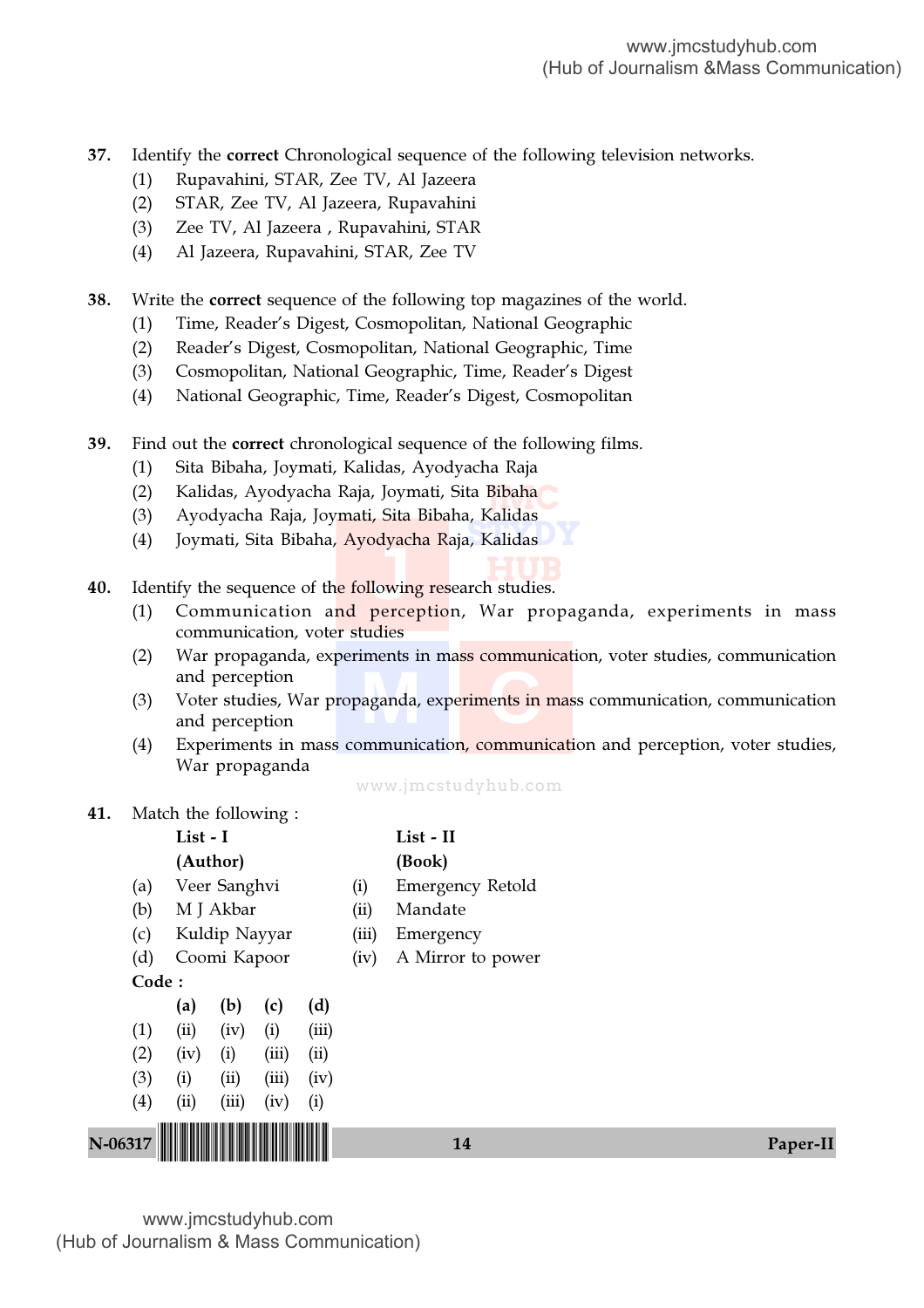**37.** Identify the **correct** Chronological sequence of the following television networks.

(1) Rupavahini, STAR, Zee TV, Al Jazeera
(2) STAR, Zee TV, Al Jazeera, Rupavahini
(3) Zee TV, Al Jazeera , Rupavahini, STAR
(4) Al Jazeera, Rupavahini, STAR, Zee TV

**38.** Write the **correct** sequence of the following top magazines of the world.

(1) Time, Reader's Digest, Cosmopolitan, National Geographic
(2) Reader's Digest, Cosmopolitan, National Geographic, Time
(3) Cosmopolitan, National Geographic, Time, Reader's Digest
(4) National Geographic, Time, Reader's Digest, Cosmopolitan

**39.** Find out the **correct** chronological sequence of the following films.

(1) Sita Bibaha, Joymati, Kalidas, Ayodyacha Raja
(2) Kalidas, Ayodyacha Raja, Joymati, Sita Bibaha
(3) Ayodyacha Raja, Joymati, Sita Bibaha, Kalidas
(4) Joymati, Sita Bibaha, Ayodyacha Raja, Kalidas

**40.** Identify the sequence of the following research studies.

(1) Communication and perception, War propaganda, experiments in mass communication, voter studies
(2) War propaganda, experiments in mass communication, voter studies, communication and perception
(3) Voter studies, War propaganda, experiments in mass communication, communication and perception
(4) Experiments in mass communication, communication and perception, voter studies, War propaganda

**41.** Match the following :

| | List - I (Author) | | List - II (Book) |
|---|---|---|---|
| (a) | Veer Sanghvi | (i) | Emergency Retold |
| (b) | M J Akbar | (ii) | Mandate |
| (c) | Kuldip Nayyar | (iii) | Emergency |
| (d) | Coomi Kapoor | (iv) | A Mirror to power |

**Code :**

| | (a) | (b) | (c) | (d) |
|---|---|---|---|---|
| (1) | (ii) | (iv) | (i) | (iii) |
| (2) | (iv) | (i) | (iii) | (ii) |
| (3) | (i) | (ii) | (iii) | (iv) |
| (4) | (ii) | (iii) | (iv) | (i) |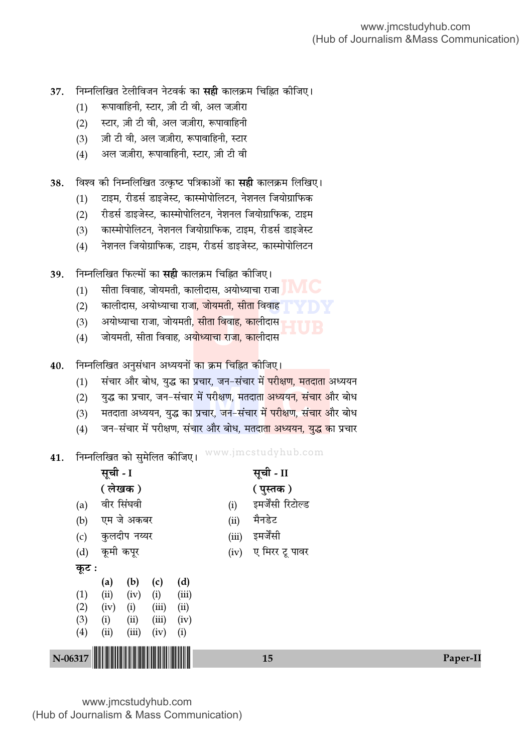37. निम्नलिखित टेलीविजन नेटवर्क का **सही** कालक्रम चिह्नित कीजिए।
    (1) रूपावाहिनी, स्टार, ज़ी टी वी, अल जज़ीरा
    (2) स्टार, ज़ी टी वी, अल जज़ीरा, रूपावाहिनी
    (3) ज़ी टी वी, अल जज़ीरा, रूपावाहिनी, स्टार
    (4) अल जज़ीरा, रूपावाहिनी, स्टार, ज़ी टी वी

38. विश्व की निम्नलिखित उत्कृष्ट पत्रिकाओं का **सही** कालक्रम लिखिए।
    (1) टाइम, रीडर्स डाइजेस्ट, कास्मोपोलिटन, नेशनल जियोग्राफिक
    (2) रीडर्स डाइजेस्ट, कास्मोपोलिटन, नेशनल जियोग्राफिक, टाइम
    (3) कास्मोपोलिटन, नेशनल जियोग्राफिक, टाइम, रीडर्स डाइजेस्ट
    (4) नेशनल जियोग्राफिक, टाइम, रीडर्स डाइजेस्ट, कास्मोपोलिटन

39. निम्नलिखित फिल्मों का **सही** कालक्रम चिह्नित कीजिए।
    (1) सीता विवाह, जोयमती, कालीदास, अयोध्याचा राजा
    (2) कालीदास, अयोध्याचा राजा, जोयमती, सीता विवाह
    (3) अयोध्याचा राजा, जोयमती, सीता विवाह, कालीदास
    (4) जोयमती, सीता विवाह, अयोध्याचा राजा, कालीदास

40. निम्नलिखित अनुसंधान अध्ययनों का क्रम चिह्नित कीजिए।
    (1) संचार और बोध, युद्ध का प्रचार, जन-संचार में परीक्षण, मतदाता अध्ययन
    (2) युद्ध का प्रचार, जन-संचार में परीक्षण, मतदाता अध्ययन, संचार और बोध
    (3) मतदाता अध्ययन, युद्ध का प्रचार, जन-संचार में परीक्षण, संचार और बोध
    (4) जन-संचार में परीक्षण, संचार और बोध, मतदाता अध्ययन, युद्ध का प्रचार

41. निम्नलिखित को सुमेलित कीजिए।

| | सूची - I (लेखक) | | सूची - II (पुस्तक) |
|---|---|---|---|
| (a) | वीर सिंघवी | (i) | इमर्जेंसी रिटोल्ड |
| (b) | एम जे अकबर | (ii) | मैनडेट |
| (c) | कुलदीप नय्यर | (iii) | इमर्जेंसी |
| (d) | कूमी कपूर | (iv) | ए मिरर टू पावर |

**कूट :**

| | (a) | (b) | (c) | (d) |
|---|---|---|---|---|
| (1) | (ii) | (iv) | (i) | (iii) |
| (2) | (iv) | (i) | (iii) | (ii) |
| (3) | (i) | (ii) | (iii) | (iv) |
| (4) | (ii) | (iii) | (iv) | (i) |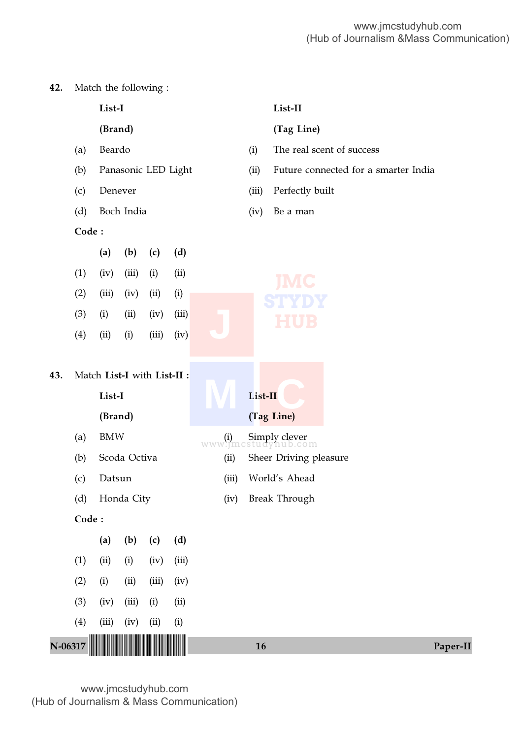42. Match the following :

| | List-I (Brand) | | List-II (Tag Line) |
|---|---|---|---|
| (a) | Beardo | (i) | The real scent of success |
| (b) | Panasonic LED Light | (ii) | Future connected for a smarter India |
| (c) | Denever | (iii) | Perfectly built |
| (d) | Boch India | (iv) | Be a man |

**Code :**

| | (a) | (b) | (c) | (d) |
|---|---|---|---|---|
| (1) | (iv) | (iii) | (i) | (ii) |
| (2) | (iii) | (iv) | (ii) | (i) |
| (3) | (i) | (ii) | (iv) | (iii) |
| (4) | (ii) | (i) | (iii) | (iv) |

43. Match **List-I** with **List-II** :

| | List-I (Brand) | | List-II (Tag Line) |
|---|---|---|---|
| (a) | BMW | (i) | Simply clever |
| (b) | Scoda Octiva | (ii) | Sheer Driving pleasure |
| (c) | Datsun | (iii) | World's Ahead |
| (d) | Honda City | (iv) | Break Through |

**Code :**

| | (a) | (b) | (c) | (d) |
|---|---|---|---|---|
| (1) | (ii) | (i) | (iv) | (iii) |
| (2) | (i) | (ii) | (iii) | (iv) |
| (3) | (iv) | (iii) | (i) | (ii) |
| (4) | (iii) | (iv) | (ii) | (i) |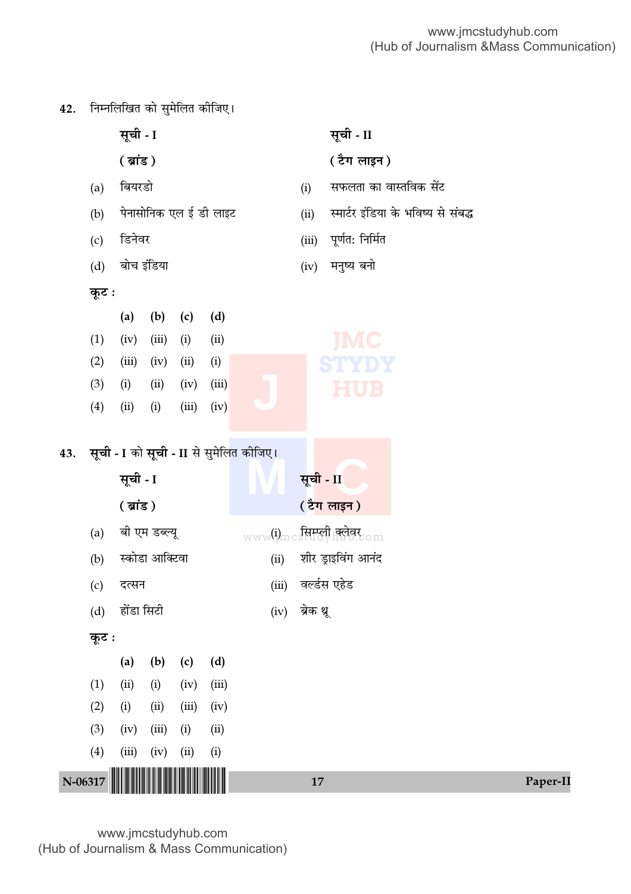**42.** निम्नलिखित को सुमेलित कीजिए।

| **सूची - I** | **सूची - II** |
|---|---|
| **( ब्रांड )** | **( टैग लाइन )** |
| (a) बियरडो | (i) सफलता का वास्तविक सेंट |
| (b) पेनासोनिक एल ई डी लाइट | (ii) स्मार्टर इंडिया के भविष्य से संबद्ध |
| (c) डिनेवर | (iii) पूर्णत: निर्मित |
| (d) बोच इंडिया | (iv) मनुष्य बनो |

**कूट :**

| | **(a)** | **(b)** | **(c)** | **(d)** |
|---|---|---|---|---|
| (1) | (iv) | (iii) | (i) | (ii) |
| (2) | (iii) | (iv) | (ii) | (i) |
| (3) | (i) | (ii) | (iv) | (iii) |
| (4) | (ii) | (i) | (iii) | (iv) |

**43.** **सूची - I** को **सूची - II** से सुमेलित कीजिए।

| **सूची - I** | **सूची - II** |
|---|---|
| **( ब्रांड )** | **( टैग लाइन )** |
| (a) बी एम डब्ल्यू | (i) सिम्प्ली क्लेवर |
| (b) स्कोडा आक्टिवा | (ii) शीर ड्राइविंग आनंद |
| (c) दत्सन | (iii) वर्ल्डस एहेड |
| (d) होंडा सिटी | (iv) ब्रेक थ्रू |

**कूट :**

| | **(a)** | **(b)** | **(c)** | **(d)** |
|---|---|---|---|---|
| (1) | (ii) | (i) | (iv) | (iii) |
| (2) | (i) | (ii) | (iii) | (iv) |
| (3) | (iv) | (iii) | (i) | (ii) |
| (4) | (iii) | (iv) | (ii) | (i) |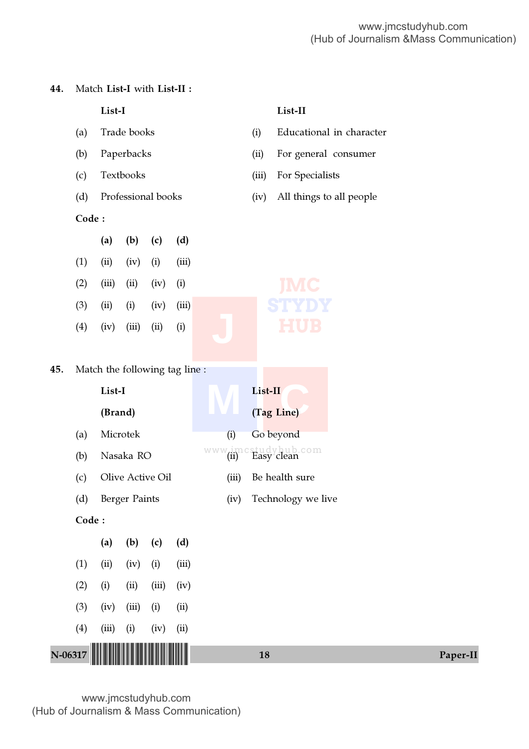44. Match **List-I** with **List-II :**

| | **List-I** | | **List-II** |
|---|---|---|---|
| (a) | Trade books | (i) | Educational in character |
| (b) | Paperbacks | (ii) | For general consumer |
| (c) | Textbooks | (iii) | For Specialists |
| (d) | Professional books | (iv) | All things to all people |

**Code :**

| | **(a)** | **(b)** | **(c)** | **(d)** |
|---|---|---|---|---|
| (1) | (ii) | (iv) | (i) | (iii) |
| (2) | (iii) | (ii) | (iv) | (i) |
| (3) | (ii) | (i) | (iv) | (iii) |
| (4) | (iv) | (iii) | (ii) | (i) |

45. Match the following tag line :

| | **List-I** | | **List-II** |
|---|---|---|---|
| | **(Brand)** | | **(Tag Line)** |
| (a) | Microtek | (i) | Go beyond |
| (b) | Nasaka RO | (ii) | Easy clean |
| (c) | Olive Active Oil | (iii) | Be health sure |
| (d) | Berger Paints | (iv) | Technology we live |

**Code :**

| | **(a)** | **(b)** | **(c)** | **(d)** |
|---|---|---|---|---|
| (1) | (ii) | (iv) | (i) | (iii) |
| (2) | (i) | (ii) | (iii) | (iv) |
| (3) | (iv) | (iii) | (i) | (ii) |
| (4) | (iii) | (i) | (iv) | (ii) |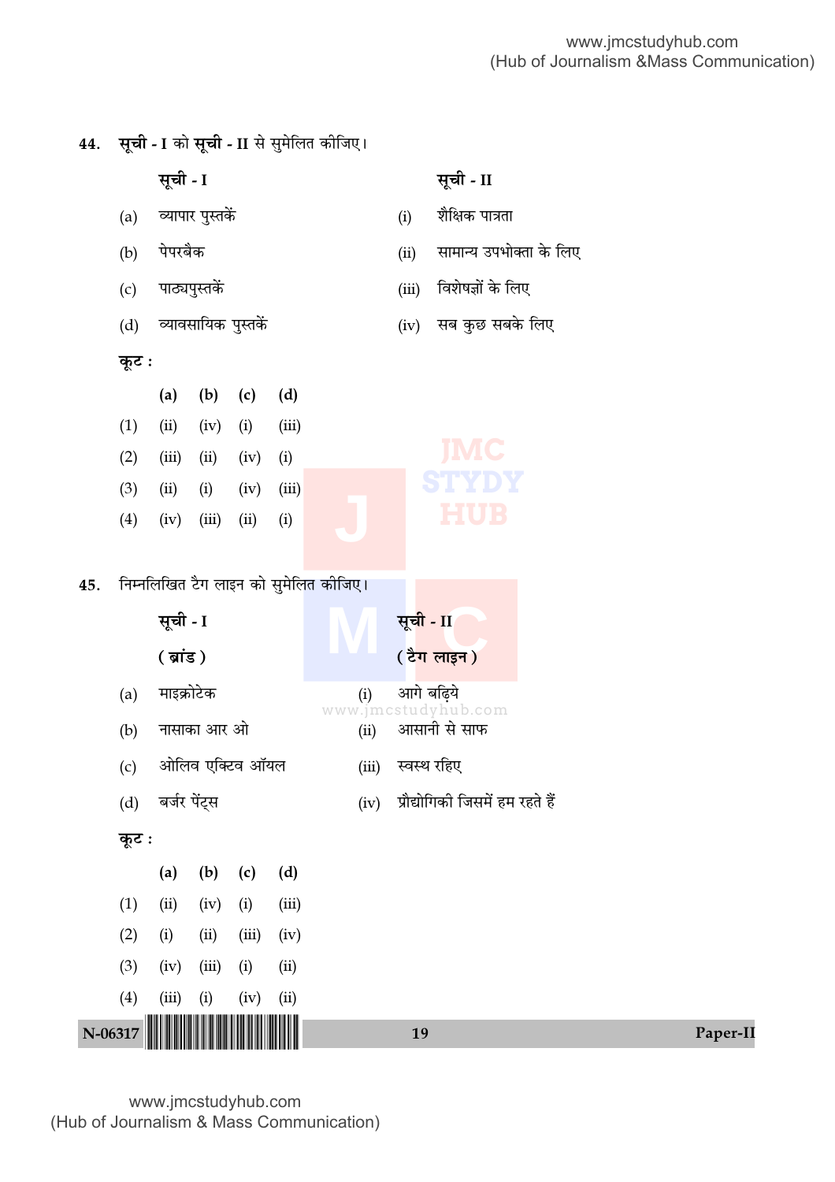44. **सूची - I** को **सूची - II** से सुमेलित कीजिए।

| | **सूची - I** | | **सूची - II** |
|---|---|---|---|
| (a) | व्यापार पुस्तकें | (i) | शैक्षिक पात्रता |
| (b) | पेपरबैक | (ii) | सामान्य उपभोक्ता के लिए |
| (c) | पाठ्यपुस्तकें | (iii) | विशेषज्ञों के लिए |
| (d) | व्यावसायिक पुस्तकें | (iv) | सब कुछ सबके लिए |

**कूट :**

| | **(a)** | **(b)** | **(c)** | **(d)** |
|---|---|---|---|---|
| (1) | (ii) | (iv) | (i) | (iii) |
| (2) | (iii) | (ii) | (iv) | (i) |
| (3) | (ii) | (i) | (iv) | (iii) |
| (4) | (iv) | (iii) | (ii) | (i) |

45. निम्नलिखित टैग लाइन को सुमेलित कीजिए।

| | **सूची - I** **( ब्रांड )** | | **सूची - II** **( टैग लाइन )** |
|---|---|---|---|
| (a) | माइक्रोटेक | (i) | आगे बढ़िये |
| (b) | नासाका आर ओ | (ii) | आसानी से साफ |
| (c) | ओलिव एक्टिव ऑयल | (iii) | स्वस्थ रहिए |
| (d) | बर्जर पेंट्स | (iv) | प्रौद्योगिकी जिसमें हम रहते हैं |

**कूट :**

| | **(a)** | **(b)** | **(c)** | **(d)** |
|---|---|---|---|---|
| (1) | (ii) | (iv) | (i) | (iii) |
| (2) | (i) | (ii) | (iii) | (iv) |
| (3) | (iv) | (iii) | (i) | (ii) |
| (4) | (iii) | (i) | (iv) | (ii) |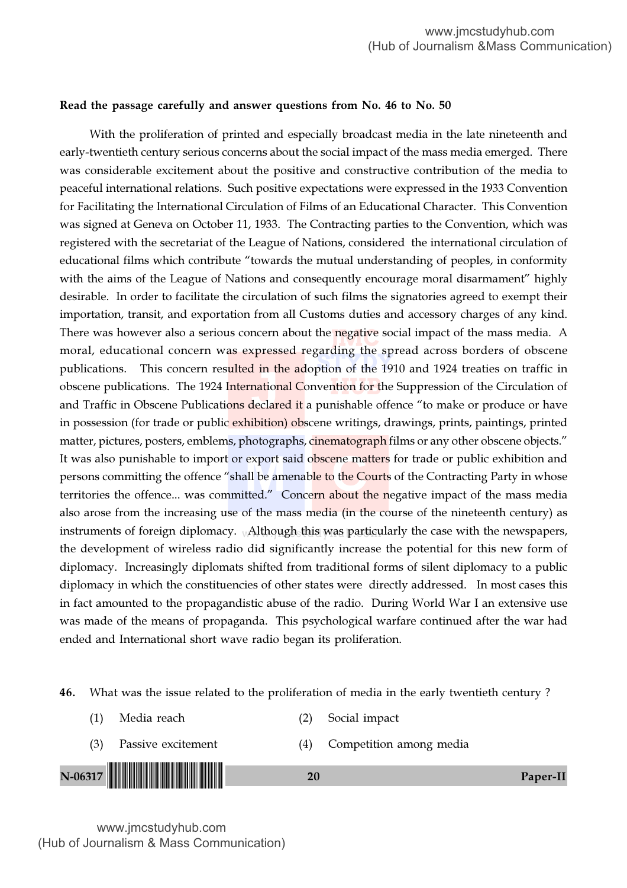**Read the passage carefully and answer questions from No. 46 to No. 50**

With the proliferation of printed and especially broadcast media in the late nineteenth and early-twentieth century serious concerns about the social impact of the mass media emerged. There was considerable excitement about the positive and constructive contribution of the media to peaceful international relations. Such positive expectations were expressed in the 1933 Convention for Facilitating the International Circulation of Films of an Educational Character. This Convention was signed at Geneva on October 11, 1933. The Contracting parties to the Convention, which was registered with the secretariat of the League of Nations, considered the international circulation of educational films which contribute "towards the mutual understanding of peoples, in conformity with the aims of the League of Nations and consequently encourage moral disarmament" highly desirable. In order to facilitate the circulation of such films the signatories agreed to exempt their importation, transit, and exportation from all Customs duties and accessory charges of any kind. There was however also a serious concern about the negative social impact of the mass media. A moral, educational concern was expressed regarding the spread across borders of obscene publications. This concern resulted in the adoption of the 1910 and 1924 treaties on traffic in obscene publications. The 1924 International Convention for the Suppression of the Circulation of and Traffic in Obscene Publications declared it a punishable offence "to make or produce or have in possession (for trade or public exhibition) obscene writings, drawings, prints, paintings, printed matter, pictures, posters, emblems, photographs, cinematograph films or any other obscene objects." It was also punishable to import or export said obscene matters for trade or public exhibition and persons committing the offence "shall be amenable to the Courts of the Contracting Party in whose territories the offence... was committed." Concern about the negative impact of the mass media also arose from the increasing use of the mass media (in the course of the nineteenth century) as instruments of foreign diplomacy. Although this was particularly the case with the newspapers, the development of wireless radio did significantly increase the potential for this new form of diplomacy. Increasingly diplomats shifted from traditional forms of silent diplomacy to a public diplomacy in which the constituencies of other states were directly addressed. In most cases this in fact amounted to the propagandistic abuse of the radio. During World War I an extensive use was made of the means of propaganda. This psychological warfare continued after the war had ended and International short wave radio began its proliferation.

**46.** What was the issue related to the proliferation of media in the early twentieth century ?

(1) Media reach

(2) Social impact

(3) Passive excitement

(4) Competition among media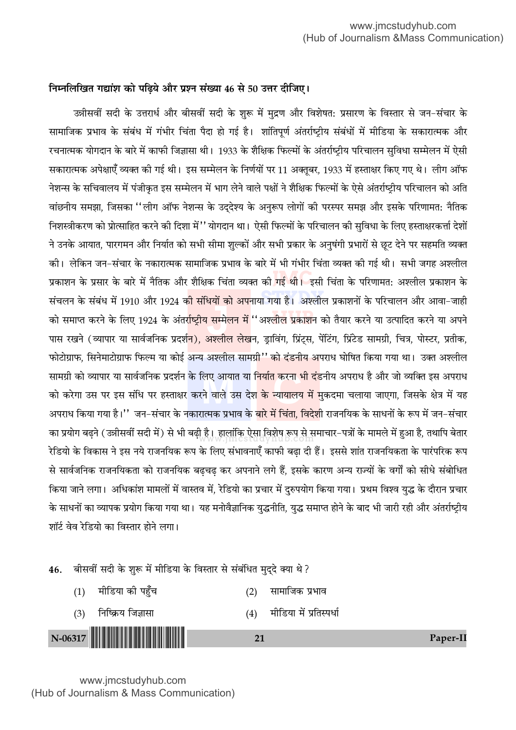**निम्नलिखित गद्यांश को पढ़िये और प्रश्न संख्या 46 से 50 उत्तर दीजिए।**

उन्नीसवीं सदी के उत्तरार्ध और बीसवीं सदी के शुरू में मुद्रण और विशेषत: प्रसारण के विस्तार से जन-संचार के सामाजिक प्रभाव के संबंध में गंभीर चिंता पैदा हो गई है। शांतिपूर्ण अंतर्राष्ट्रीय संबंधों में मीडिया के सकारात्मक और रचनात्मक योगदान के बारे में काफी जिज्ञासा थी। 1933 के शैक्षिक फिल्मों के अंतर्राष्ट्रीय परिचालन सुविधा सम्मेलन में ऐसी सकारात्मक अपेक्षाएँ व्यक्त की गई थी। इस सम्मेलन के निर्णयों पर 11 अक्तूबर, 1933 में हस्ताक्षर किए गए थे। लीग ऑफ नेशन्स के सचिवालय में पंजीकृत इस सम्मेलन में भाग लेने वाले पक्षों ने शैक्षिक फिल्मों के ऐसे अंतर्राष्ट्रीय परिचालन को अति वांछनीय समझा, जिसका ''लीग ऑफ नेशन्स के उद्देश्य के अनुरूप लोगों की परस्पर समझ और इसके परिणामत: नैतिक निशस्त्रीकरण को प्रोत्साहित करने की दिशा में'' योगदान था। ऐसी फिल्मों के परिचालन की सुविधा के लिए हस्ताक्षरकर्त्ता देशों ने उनके आयात, पारगमन और निर्यात को सभी सीमा शुल्कों और सभी प्रकार के अनुषंगी प्रभारों से छूट देने पर सहमति व्यक्त की। लेकिन जन-संचार के नकारात्मक सामाजिक प्रभाव के बारे में भी गंभीर चिंता व्यक्त की गई थी। सभी जगह अश्लील प्रकाशन के प्रसार के बारे में नैतिक और शैक्षिक चिंता व्यक्त की गई थी। इसी चिंता के परिणामत: अश्लील प्रकाशन के संचलन के संबंध में 1910 और 1924 की संधियों को अपनाया गया है। अश्लील प्रकाशनों के परिचालन और आवा-जाही को समाप्त करने के लिए 1924 के अंतर्राष्ट्रीय सम्मेलन में ''अश्लील प्रकाशन को तैयार करने या उत्पादित करने या अपने पास रखने (व्यापार या सार्वजनिक प्रदर्शन), अश्लील लेखन, ड्राविंग, प्रिंट्स, पेंटिंग, प्रिंटेड सामग्री, चित्र, पोस्टर, प्रतीक, फोटोग्राफ, सिनेमाटोग्राफ फिल्म या कोई अन्य अश्लील सामग्री'' को दंडनीय अपराध घोषित किया गया था। उक्त अश्लील सामग्री को व्यापार या सार्वजनिक प्रदर्शन के लिए आयात या निर्यात करना भी दंडनीय अपराध है और जो व्यक्ति इस अपराध को करेगा उस पर इस संधि पर हस्ताक्षर करने वाले उस देश के न्यायालय में मुकदमा चलाया जाएगा, जिसके क्षेत्र में यह अपराध किया गया है।'' जन-संचार के नकारात्मक प्रभाव के बारे में चिंता, विदेशी राजनयिक के साधनों के रूप में जन-संचार का प्रयोग बढ़ने (उन्नीसवीं सदी में) से भी बढ़ी है। हालांकि ऐसा विशेष रूप से समाचार-पत्रों के मामले में हुआ है, तथापि बेतार रेडियो के विकास ने इस नये राजनयिक रूप के लिए संभावनाएँ काफी बढ़ा दी हैं। इससे शांत राजनयिकता के पारंपरिक रूप से सार्वजनिक राजनयिकता को राजनयिक बढ़चढ़ कर अपनाने लगे हैं, इसके कारण अन्य राज्यों के वर्गों को सीधे संबोधित किया जाने लगा। अधिकांश मामलों में वास्तव में, रेडियो का प्रचार में दुरुपयोग किया गया। प्रथम विश्व युद्ध के दौरान प्रचार के साधनों का व्यापक प्रयोग किया गया था। यह मनोवैज्ञानिक युद्धनीति, युद्ध समाप्त होने के बाद भी जारी रही और अंतर्राष्ट्रीय शॉर्ट वेव रेडियो का विस्तार होने लगा।

**46.** बीसवीं सदी के शुरू में मीडिया के विस्तार से संबंधित मुद्दे क्या थे ?

(1) मीडिया की पहुँच

(2) सामाजिक प्रभाव

(3) निष्क्रिय जिज्ञासा

(4) मीडिया में प्रतिस्पर्धा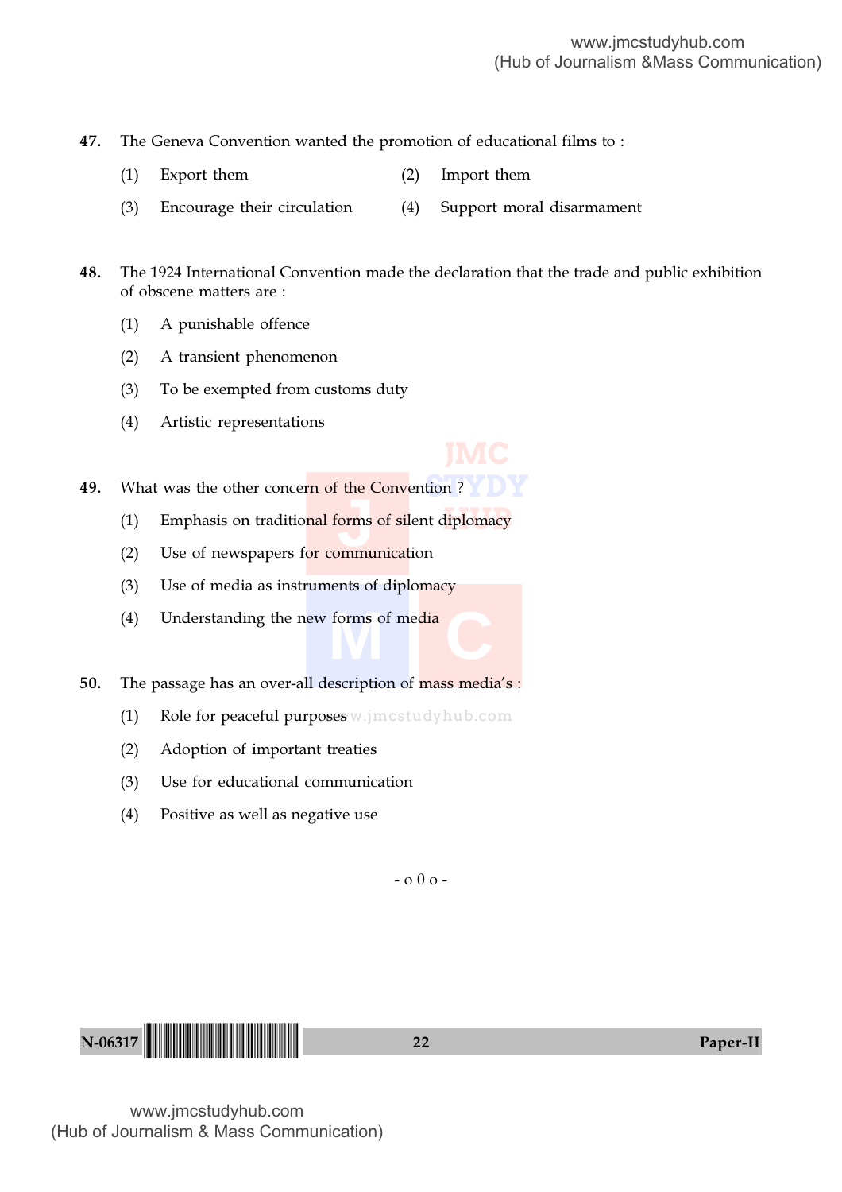47. The Geneva Convention wanted the promotion of educational films to :

(1) Export them
(2) Import them
(3) Encourage their circulation
(4) Support moral disarmament

48. The 1924 International Convention made the declaration that the trade and public exhibition of obscene matters are :

(1) A punishable offence
(2) A transient phenomenon
(3) To be exempted from customs duty
(4) Artistic representations

49. What was the other concern of the Convention ?

(1) Emphasis on traditional forms of silent diplomacy
(2) Use of newspapers for communication
(3) Use of media as instruments of diplomacy
(4) Understanding the new forms of media

50. The passage has an over-all description of mass media's :

(1) Role for peaceful purposes
(2) Adoption of important treaties
(3) Use for educational communication
(4) Positive as well as negative use

- o 0 o -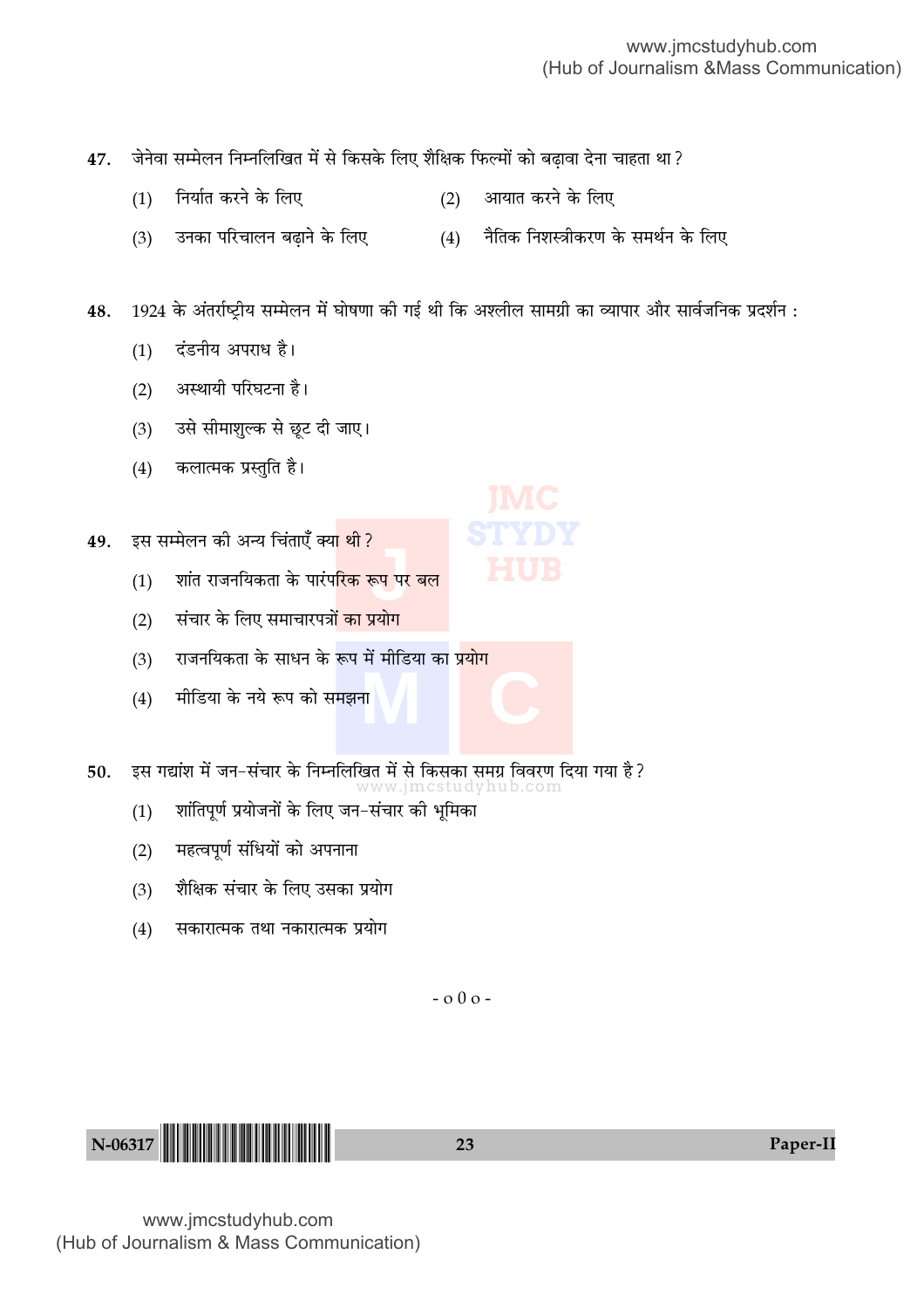**47.** जेनेवा सम्मेलन निम्नलिखित में से किसके लिए शैक्षिक फिल्मों को बढ़ावा देना चाहता था ?

(1) निर्यात करने के लिए

(2) आयात करने के लिए

(3) उनका परिचालन बढ़ाने के लिए

(4) नैतिक निशस्त्रीकरण के समर्थन के लिए

**48.** 1924 के अंतर्राष्ट्रीय सम्मेलन में घोषणा की गई थी कि अश्लील सामग्री का व्यापार और सार्वजनिक प्रदर्शन :

(1) दंडनीय अपराध है।

(2) अस्थायी परिघटना है।

(3) उसे सीमाशुल्क से छूट दी जाए।

(4) कलात्मक प्रस्तुति है।

**49.** इस सम्मेलन की अन्य चिंताएँ क्या थी ?

(1) शांत राजनयिकता के पारंपरिक रूप पर बल

(2) संचार के लिए समाचारपत्रों का प्रयोग

(3) राजनयिकता के साधन के रूप में मीडिया का प्रयोग

(4) मीडिया के नये रूप को समझना

**50.** इस गद्यांश में जन-संचार के निम्नलिखित में से किसका समग्र विवरण दिया गया है ?

(1) शांतिपूर्ण प्रयोजनों के लिए जन-संचार की भूमिका

(2) महत्वपूर्ण संधियों को अपनाना

(3) शैक्षिक संचार के लिए उसका प्रयोग

(4) सकारात्मक तथा नकारात्मक प्रयोग

- o 0 o -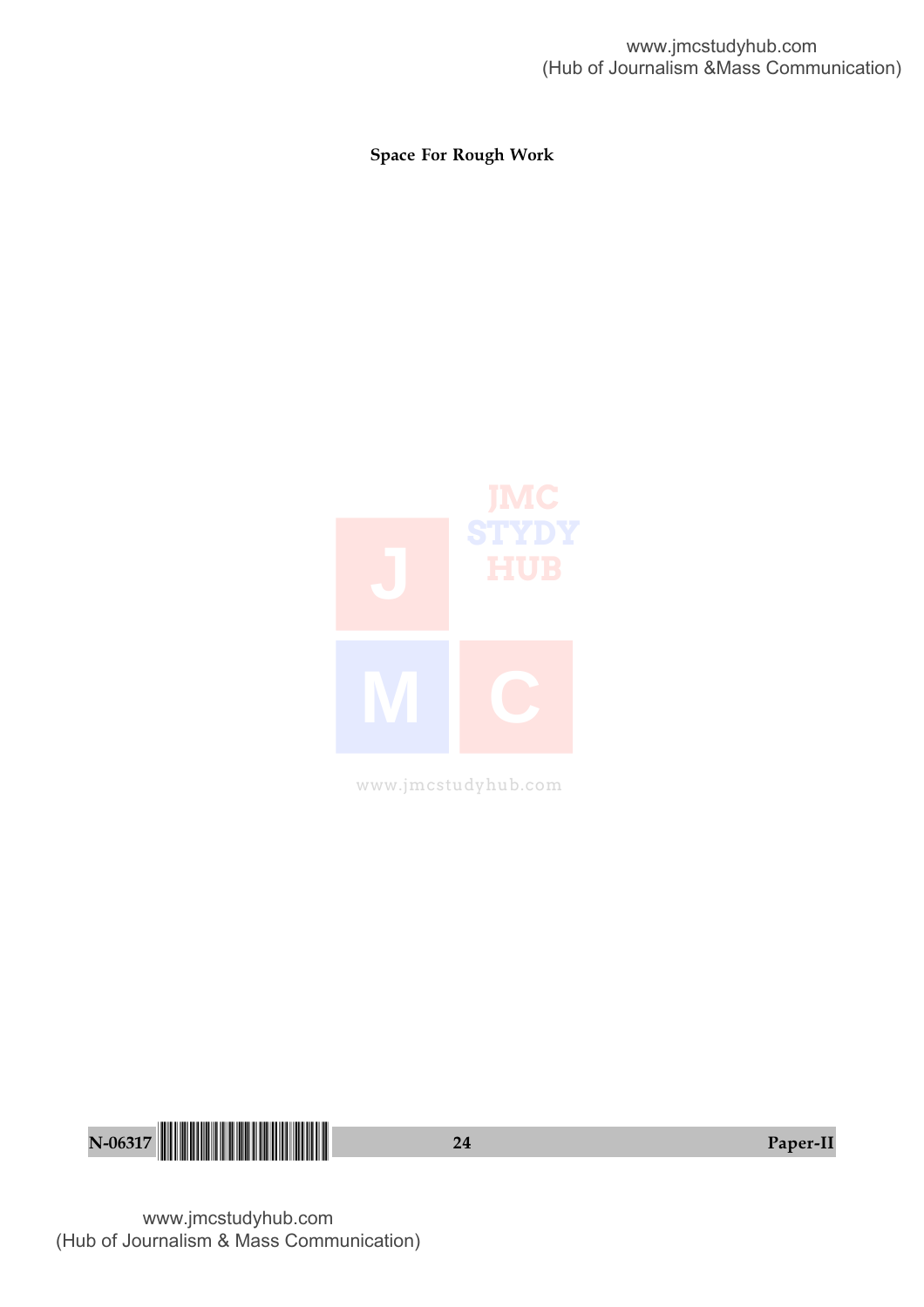**Space For Rough Work**